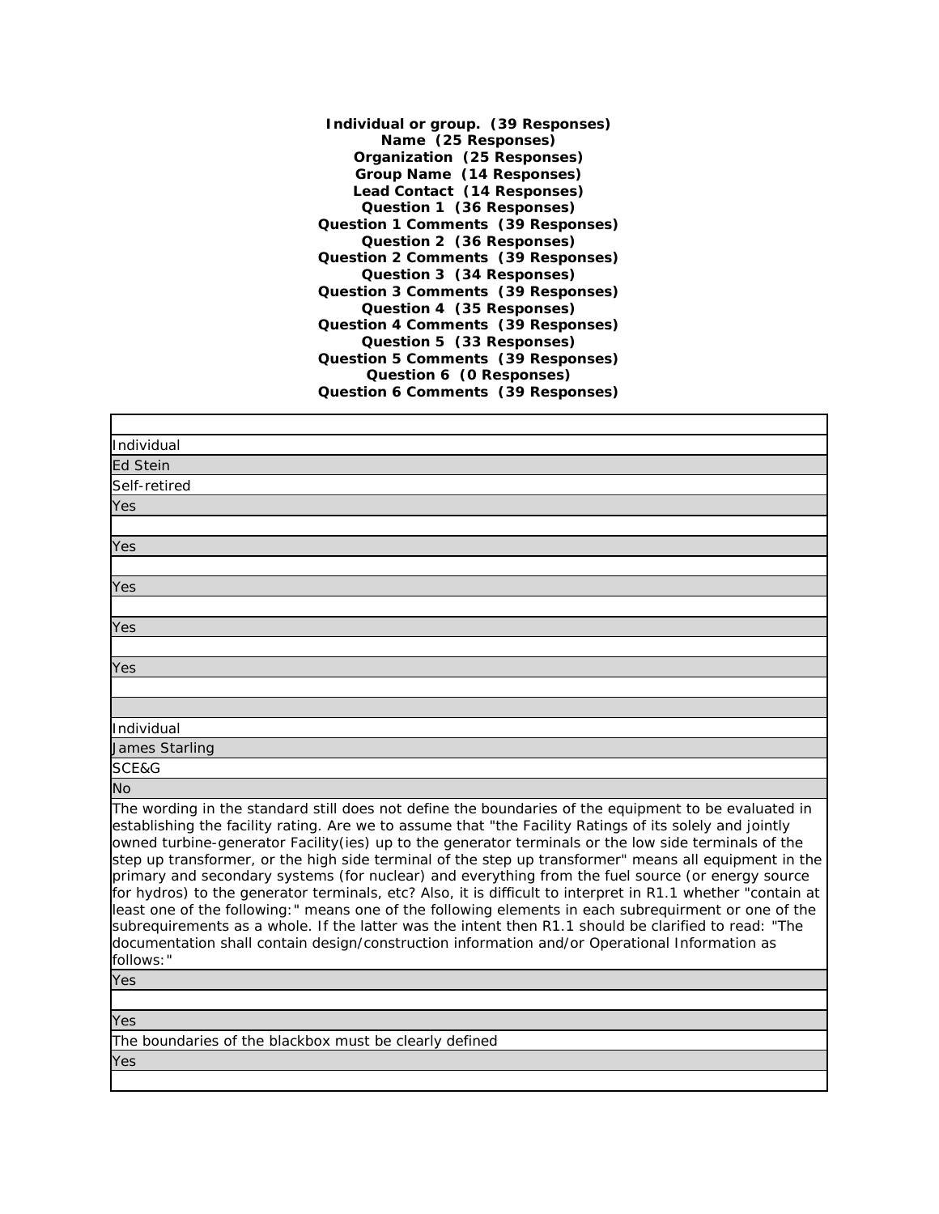**Individual or group. (39 Responses)**
**Name (25 Responses)**
**Organization (25 Responses)**
**Group Name (14 Responses)**
**Lead Contact (14 Responses)**
**Question 1 (36 Responses)**
**Question 1 Comments (39 Responses)**
**Question 2 (36 Responses)**
**Question 2 Comments (39 Responses)**
**Question 3 (34 Responses)**
**Question 3 Comments (39 Responses)**
**Question 4 (35 Responses)**
**Question 4 Comments (39 Responses)**
**Question 5 (33 Responses)**
**Question 5 Comments (39 Responses)**
**Question 6 (0 Responses)**
**Question 6 Comments (39 Responses)**

| |
|---|
| Individual |
| Ed Stein |
| Self-retired |
| Yes |
| |
| Yes |
| |
| Yes |
| |
| Yes |
| |
| Yes |
| |
| |
| Individual |
| James Starling |
| SCE&G |
| No |
| The wording in the standard still does not define the boundaries of the equipment to be evaluated in establishing the facility rating. Are we to assume that "the Facility Ratings of its solely and jointly owned turbine-generator Facility(ies) up to the generator terminals or the low side terminals of the step up transformer, or the high side terminal of the step up transformer" means all equipment in the primary and secondary systems (for nuclear) and everything from the fuel source (or energy source for hydros) to the generator terminals, etc? Also, it is difficult to interpret in R1.1 whether "contain at least one of the following:" means one of the following elements in each subrequirment or one of the subrequirements as a whole. If the latter was the intent then R1.1 should be clarified to read: "The documentation shall contain design/construction information and/or Operational Information as follows:" |
| Yes |
| |
| Yes |
| The boundaries of the blackbox must be clearly defined |
| Yes |
| |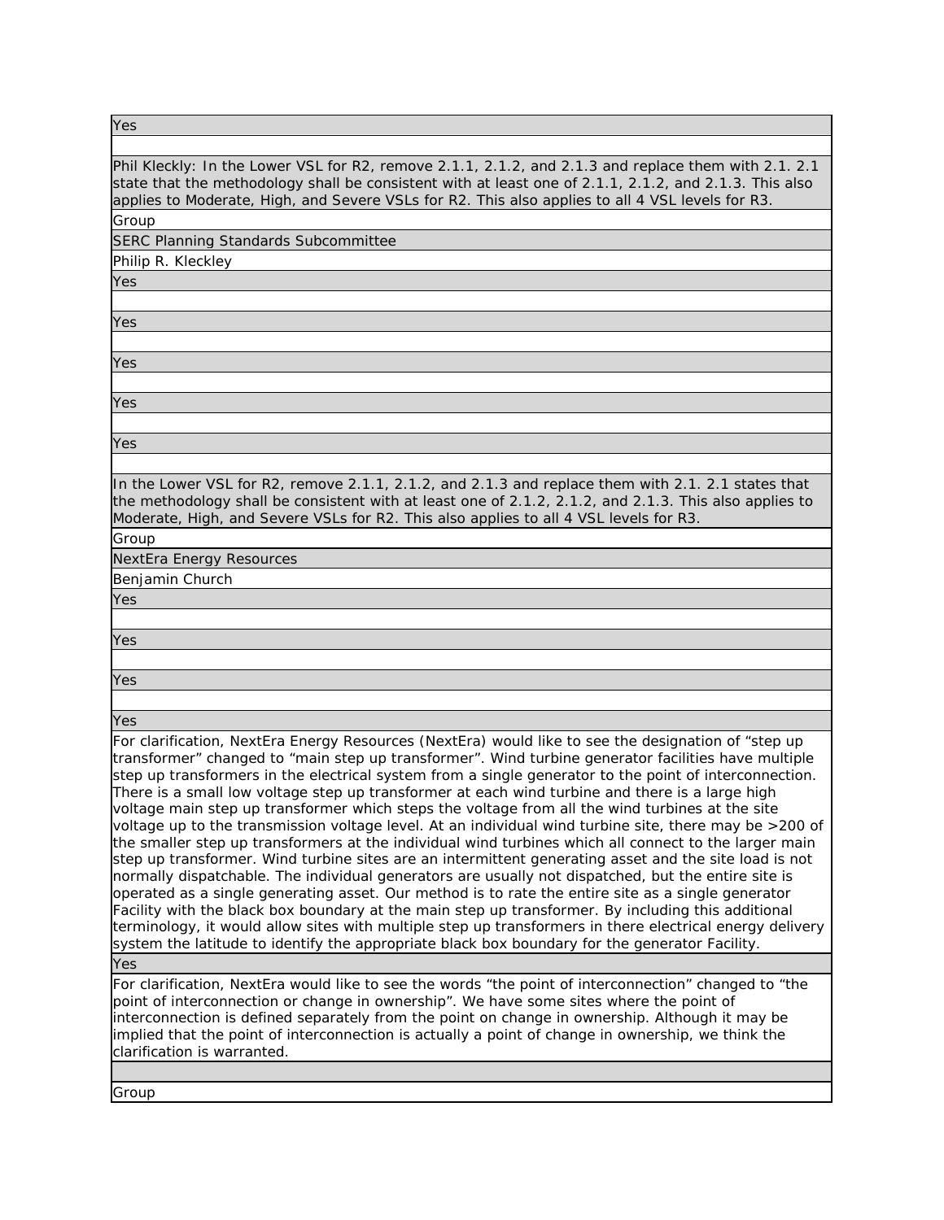Yes

Phil Kleckly: In the Lower VSL for R2, remove 2.1.1, 2.1.2, and 2.1.3 and replace them with 2.1. 2.1 state that the methodology shall be consistent with at least one of 2.1.1, 2.1.2, and 2.1.3. This also applies to Moderate, High, and Severe VSLs for R2. This also applies to all 4 VSL levels for R3.

Group

SERC Planning Standards Subcommittee

Philip R. Kleckley

Yes

Yes

Yes

Yes

Yes

In the Lower VSL for R2, remove 2.1.1, 2.1.2, and 2.1.3 and replace them with 2.1. 2.1 states that the methodology shall be consistent with at least one of 2.1.2, 2.1.2, and 2.1.3. This also applies to Moderate, High, and Severe VSLs for R2. This also applies to all 4 VSL levels for R3.

Group

NextEra Energy Resources

Benjamin Church

Yes

Yes

Yes

Yes

For clarification, NextEra Energy Resources (NextEra) would like to see the designation of "step up transformer" changed to "main step up transformer". Wind turbine generator facilities have multiple step up transformers in the electrical system from a single generator to the point of interconnection. There is a small low voltage step up transformer at each wind turbine and there is a large high voltage main step up transformer which steps the voltage from all the wind turbines at the site voltage up to the transmission voltage level. At an individual wind turbine site, there may be >200 of the smaller step up transformers at the individual wind turbines which all connect to the larger main step up transformer. Wind turbine sites are an intermittent generating asset and the site load is not normally dispatchable. The individual generators are usually not dispatched, but the entire site is operated as a single generating asset. Our method is to rate the entire site as a single generator Facility with the black box boundary at the main step up transformer. By including this additional terminology, it would allow sites with multiple step up transformers in there electrical energy delivery system the latitude to identify the appropriate black box boundary for the generator Facility.

Yes

For clarification, NextEra would like to see the words "the point of interconnection" changed to "the point of interconnection or change in ownership". We have some sites where the point of interconnection is defined separately from the point on change in ownership. Although it may be implied that the point of interconnection is actually a point of change in ownership, we think the clarification is warranted.

Group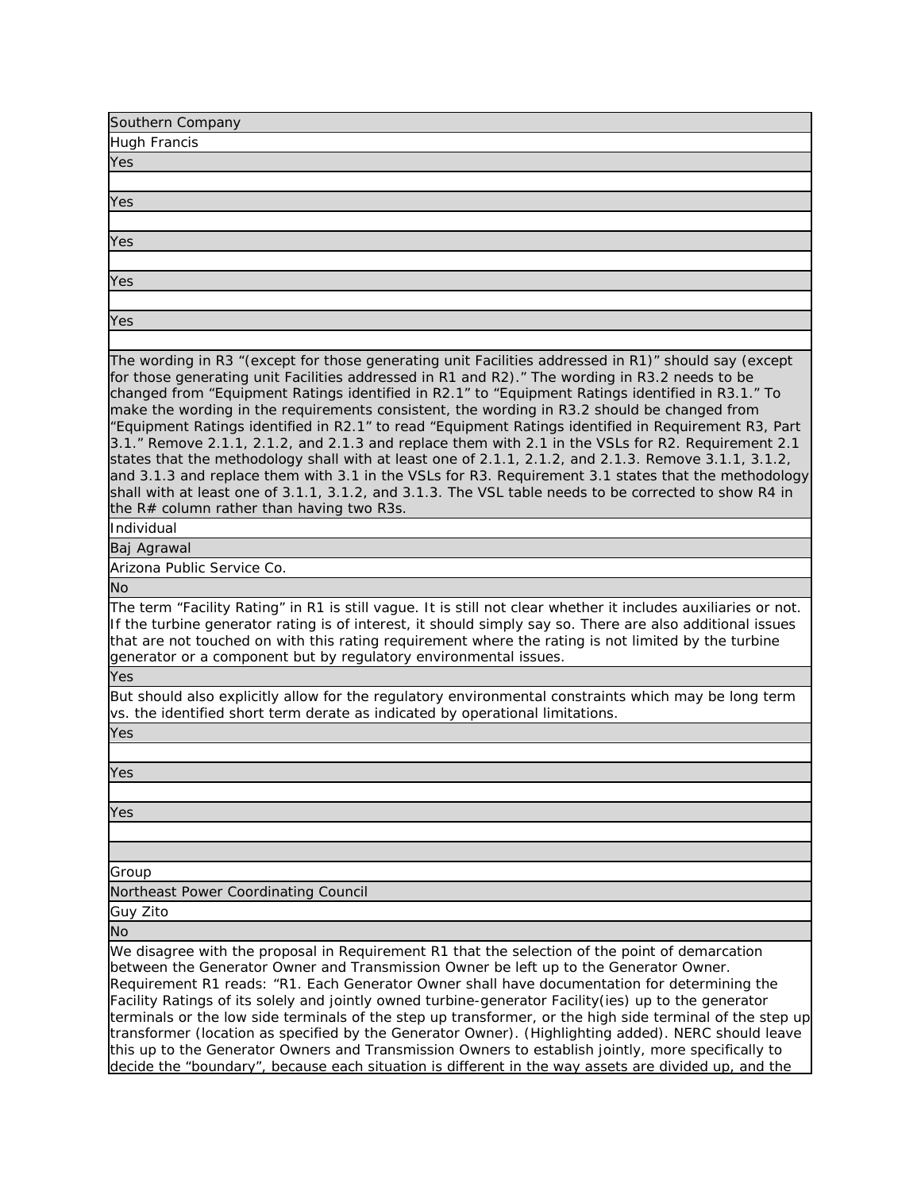| Southern Company |
|---|
| Hugh Francis |
| Yes |
| |
| Yes |
| |
| Yes |
| |
| Yes |
| |
| Yes |
| |
| The wording in R3 "(except for those generating unit Facilities addressed in R1)" should say (except for those generating unit Facilities addressed in R1 and R2)." The wording in R3.2 needs to be changed from "Equipment Ratings identified in R2.1" to "Equipment Ratings identified in R3.1." To make the wording in the requirements consistent, the wording in R3.2 should be changed from "Equipment Ratings identified in R2.1" to read "Equipment Ratings identified in Requirement R3, Part 3.1." Remove 2.1.1, 2.1.2, and 2.1.3 and replace them with 2.1 in the VSLs for R2. Requirement 2.1 states that the methodology shall with at least one of 2.1.1, 2.1.2, and 2.1.3. Remove 3.1.1, 3.1.2, and 3.1.3 and replace them with 3.1 in the VSLs for R3. Requirement 3.1 states that the methodology shall with at least one of 3.1.1, 3.1.2, and 3.1.3. The VSL table needs to be corrected to show R4 in the R# column rather than having two R3s. |
| Individual |
| Baj Agrawal |
| Arizona Public Service Co. |
| No |
| The term "Facility Rating" in R1 is still vague. It is still not clear whether it includes auxiliaries or not. If the turbine generator rating is of interest, it should simply say so. There are also additional issues that are not touched on with this rating requirement where the rating is not limited by the turbine generator or a component but by regulatory environmental issues. |
| Yes |
| But should also explicitly allow for the regulatory environmental constraints which may be long term vs. the identified short term derate as indicated by operational limitations. |
| Yes |
| |
| Yes |
| |
| Yes |
| |
| |
| Group |
| Northeast Power Coordinating Council |
| Guy Zito |
| No |
| We disagree with the proposal in Requirement R1 that the selection of the point of demarcation between the Generator Owner and Transmission Owner be left up to the Generator Owner. Requirement R1 reads: "R1. Each Generator Owner shall have documentation for determining the Facility Ratings of its solely and jointly owned turbine-generator Facility(ies) up to the generator terminals or the low side terminals of the step up transformer, or the high side terminal of the step up transformer (location as specified by the Generator Owner). (Highlighting added). NERC should leave this up to the Generator Owners and Transmission Owners to establish jointly, more specifically to decide the "boundary", because each situation is different in the way assets are divided up, and the |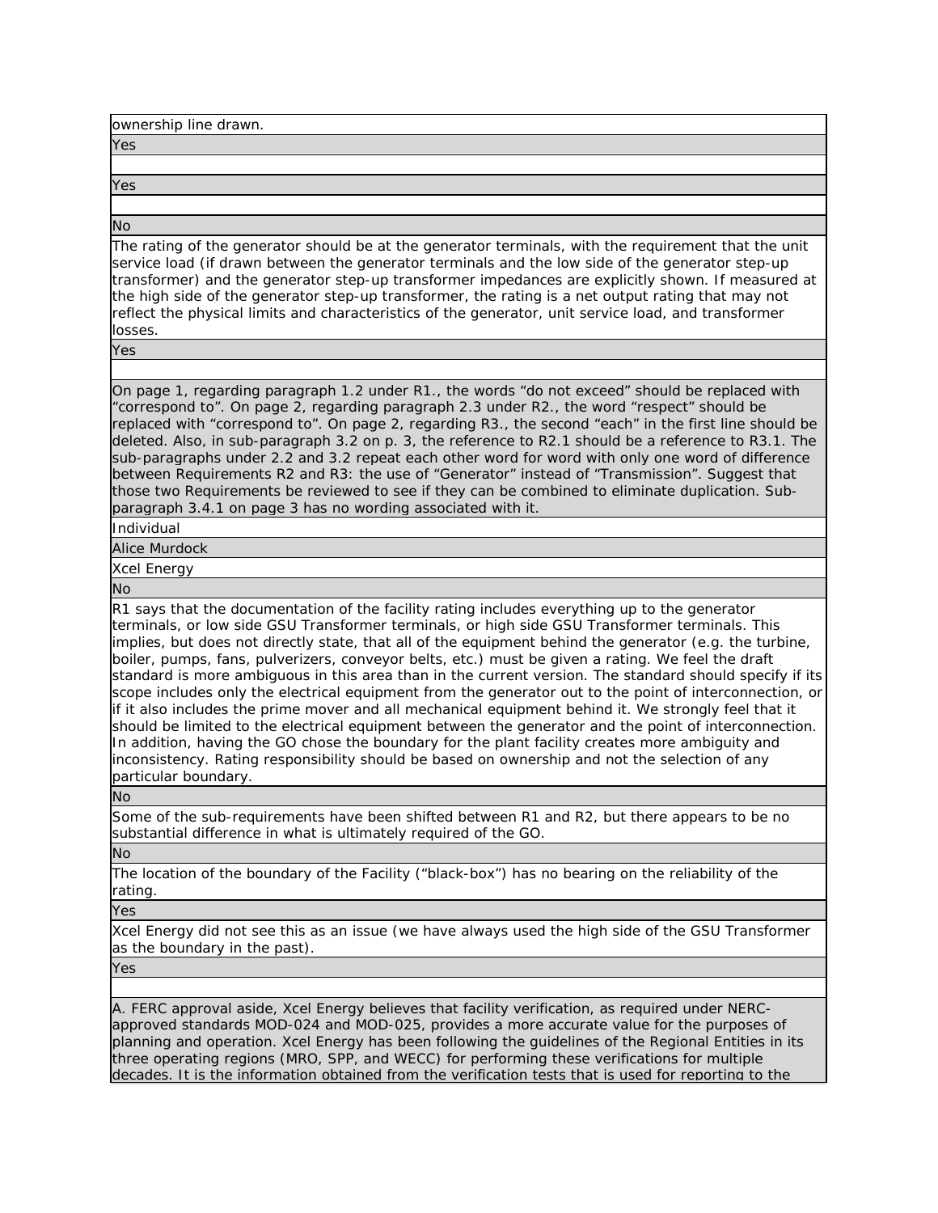ownership line drawn.

Yes

Yes

No

The rating of the generator should be at the generator terminals, with the requirement that the unit service load (if drawn between the generator terminals and the low side of the generator step-up transformer) and the generator step-up transformer impedances are explicitly shown. If measured at the high side of the generator step-up transformer, the rating is a net output rating that may not reflect the physical limits and characteristics of the generator, unit service load, and transformer losses.

Yes

On page 1, regarding paragraph 1.2 under R1., the words "do not exceed" should be replaced with "correspond to". On page 2, regarding paragraph 2.3 under R2., the word "respect" should be replaced with "correspond to". On page 2, regarding R3., the second "each" in the first line should be deleted. Also, in sub-paragraph 3.2 on p. 3, the reference to R2.1 should be a reference to R3.1. The sub-paragraphs under 2.2 and 3.2 repeat each other word for word with only one word of difference between Requirements R2 and R3: the use of "Generator" instead of "Transmission". Suggest that those two Requirements be reviewed to see if they can be combined to eliminate duplication. Sub-paragraph 3.4.1 on page 3 has no wording associated with it.

Individual

Alice Murdock

Xcel Energy

No

R1 says that the documentation of the facility rating includes everything up to the generator terminals, or low side GSU Transformer terminals, or high side GSU Transformer terminals. This implies, but does not directly state, that all of the equipment behind the generator (e.g. the turbine, boiler, pumps, fans, pulverizers, conveyor belts, etc.) must be given a rating. We feel the draft standard is more ambiguous in this area than in the current version. The standard should specify if its scope includes only the electrical equipment from the generator out to the point of interconnection, or if it also includes the prime mover and all mechanical equipment behind it. We strongly feel that it should be limited to the electrical equipment between the generator and the point of interconnection. In addition, having the GO chose the boundary for the plant facility creates more ambiguity and inconsistency. Rating responsibility should be based on ownership and not the selection of any particular boundary.

No

Some of the sub-requirements have been shifted between R1 and R2, but there appears to be no substantial difference in what is ultimately required of the GO.

No

The location of the boundary of the Facility ("black-box") has no bearing on the reliability of the rating.

Yes

Xcel Energy did not see this as an issue (we have always used the high side of the GSU Transformer as the boundary in the past).

Yes

A. FERC approval aside, Xcel Energy believes that facility verification, as required under NERC-approved standards MOD-024 and MOD-025, provides a more accurate value for the purposes of planning and operation. Xcel Energy has been following the guidelines of the Regional Entities in its three operating regions (MRO, SPP, and WECC) for performing these verifications for multiple decades. It is the information obtained from the verification tests that is used for reporting to the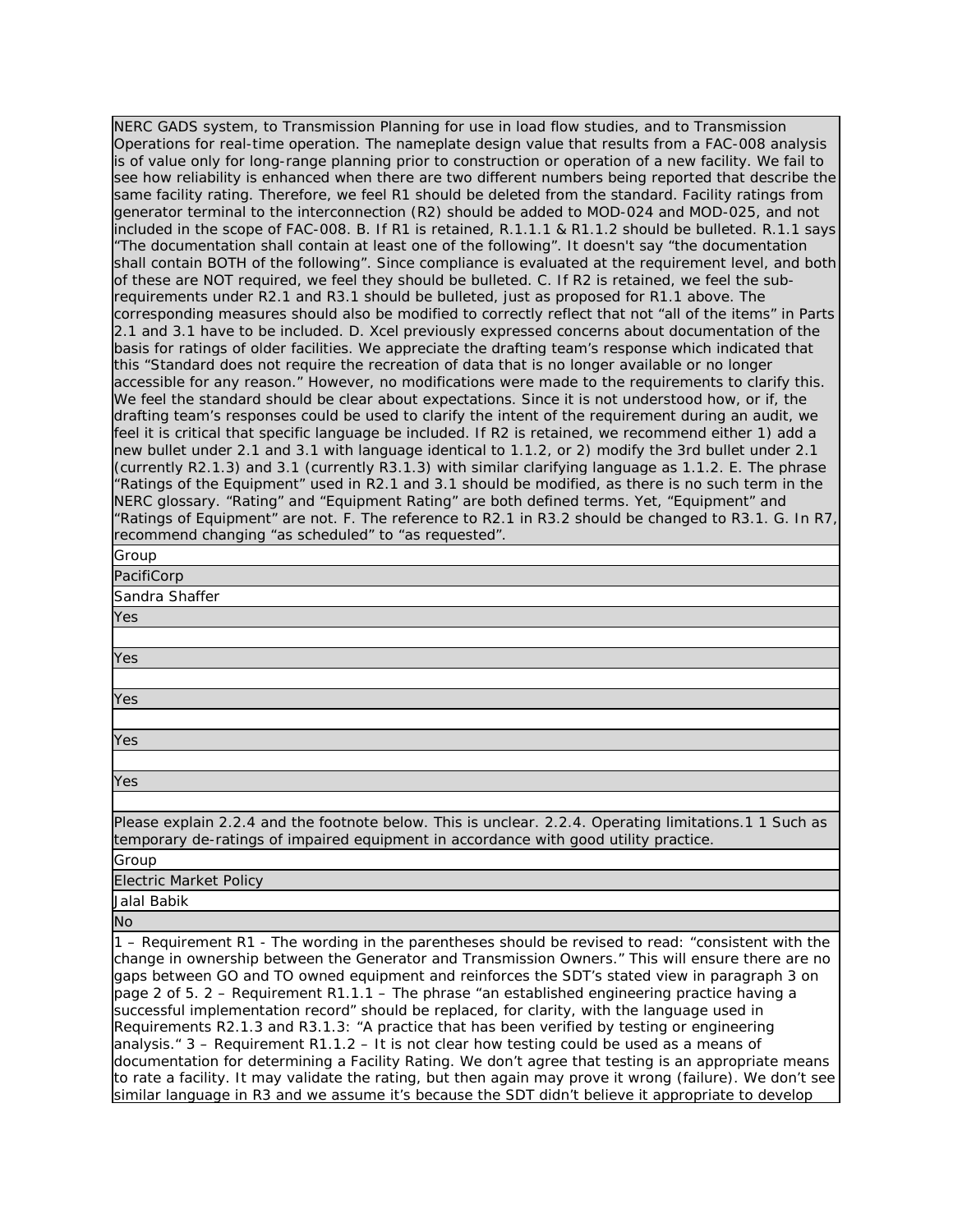NERC GADS system, to Transmission Planning for use in load flow studies, and to Transmission Operations for real-time operation. The nameplate design value that results from a FAC-008 analysis is of value only for long-range planning prior to construction or operation of a new facility. We fail to see how reliability is enhanced when there are two different numbers being reported that describe the same facility rating. Therefore, we feel R1 should be deleted from the standard. Facility ratings from generator terminal to the interconnection (R2) should be added to MOD-024 and MOD-025, and not included in the scope of FAC-008. B. If R1 is retained, R.1.1.1 & R1.1.2 should be bulleted. R.1.1 says "The documentation shall contain at least one of the following". It doesn't say "the documentation shall contain BOTH of the following". Since compliance is evaluated at the requirement level, and both of these are NOT required, we feel they should be bulleted. C. If R2 is retained, we feel the sub-requirements under R2.1 and R3.1 should be bulleted, just as proposed for R1.1 above. The corresponding measures should also be modified to correctly reflect that not "all of the items" in Parts 2.1 and 3.1 have to be included. D. Xcel previously expressed concerns about documentation of the basis for ratings of older facilities. We appreciate the drafting team's response which indicated that this "Standard does not require the recreation of data that is no longer available or no longer accessible for any reason." However, no modifications were made to the requirements to clarify this. We feel the standard should be clear about expectations. Since it is not understood how, or if, the drafting team's responses could be used to clarify the intent of the requirement during an audit, we feel it is critical that specific language be included. If R2 is retained, we recommend either 1) add a new bullet under 2.1 and 3.1 with language identical to 1.1.2, or 2) modify the 3rd bullet under 2.1 (currently R2.1.3) and 3.1 (currently R3.1.3) with similar clarifying language as 1.1.2. E. The phrase "Ratings of the Equipment" used in R2.1 and 3.1 should be modified, as there is no such term in the NERC glossary. "Rating" and "Equipment Rating" are both defined terms. Yet, "Equipment" and "Ratings of Equipment" are not. F. The reference to R2.1 in R3.2 should be changed to R3.1. G. In R7, recommend changing "as scheduled" to "as requested".

Group

PacifiCorp

Sandra Shaffer

Yes

Yes

Yes

Yes

Yes

Please explain 2.2.4 and the footnote below. This is unclear. 2.2.4. Operating limitations.1 1 Such as temporary de-ratings of impaired equipment in accordance with good utility practice.

Group

Electric Market Policy

Jalal Babik

No

1 – Requirement R1 - The wording in the parentheses should be revised to read: "consistent with the change in ownership between the Generator and Transmission Owners." This will ensure there are no gaps between GO and TO owned equipment and reinforces the SDT's stated view in paragraph 3 on page 2 of 5. 2 – Requirement R1.1.1 – The phrase "an established engineering practice having a successful implementation record" should be replaced, for clarity, with the language used in Requirements R2.1.3 and R3.1.3: "A practice that has been verified by testing or engineering analysis." 3 – Requirement R1.1.2 – It is not clear how testing could be used as a means of documentation for determining a Facility Rating. We don't agree that testing is an appropriate means to rate a facility. It may validate the rating, but then again may prove it wrong (failure). We don't see similar language in R3 and we assume it's because the SDT didn't believe it appropriate to develop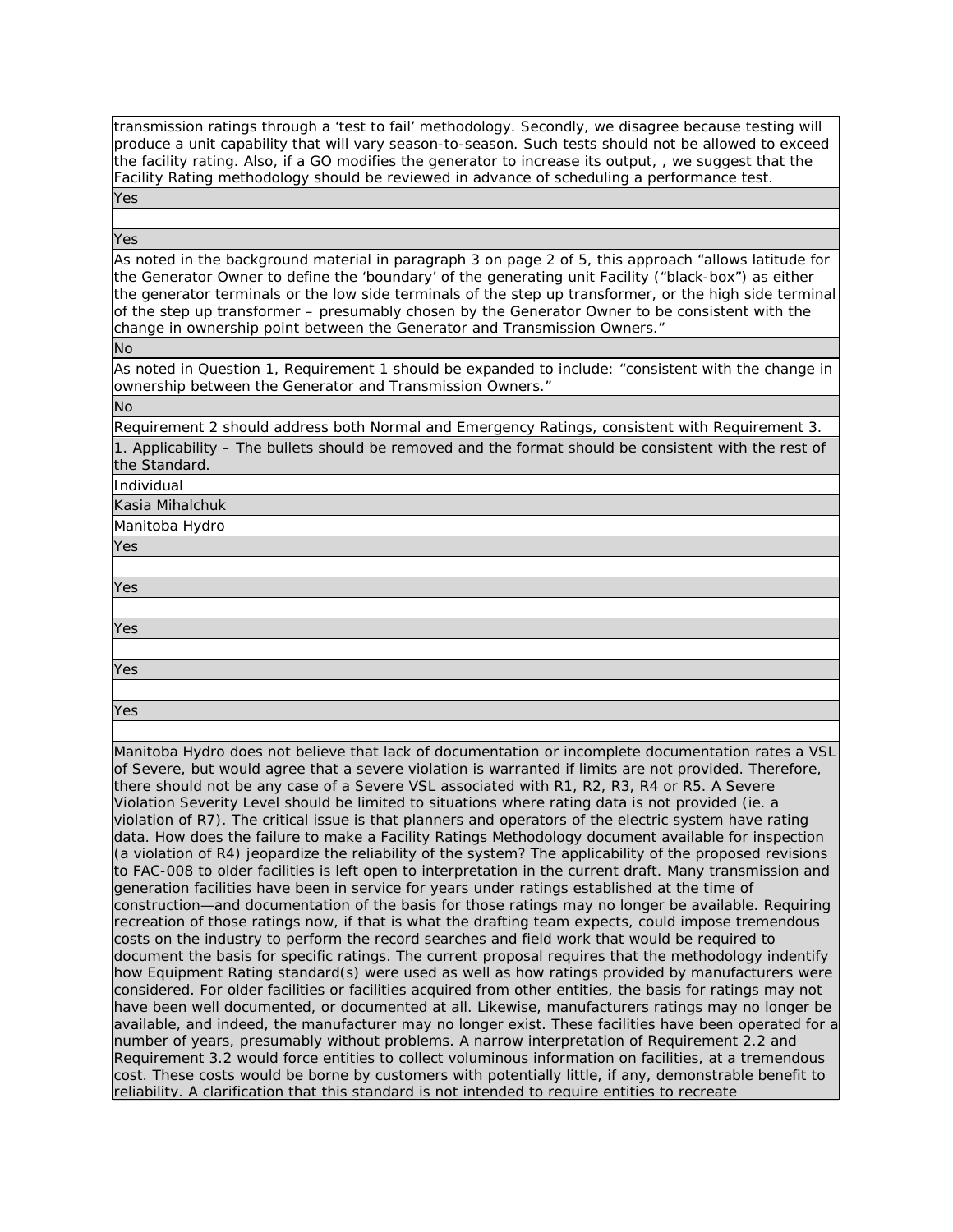transmission ratings through a 'test to fail' methodology. Secondly, we disagree because testing will produce a unit capability that will vary season-to-season. Such tests should not be allowed to exceed the facility rating. Also, if a GO modifies the generator to increase its output, , we suggest that the Facility Rating methodology should be reviewed in advance of scheduling a performance test.

Yes

Yes

As noted in the background material in paragraph 3 on page 2 of 5, this approach "allows latitude for the Generator Owner to define the 'boundary' of the generating unit Facility ("black-box") as either the generator terminals or the low side terminals of the step up transformer, or the high side terminal of the step up transformer – presumably chosen by the Generator Owner to be consistent with the change in ownership point between the Generator and Transmission Owners."

No

As noted in Question 1, Requirement 1 should be expanded to include: "consistent with the change in ownership between the Generator and Transmission Owners."

No

Requirement 2 should address both Normal and Emergency Ratings, consistent with Requirement 3.

1. Applicability – The bullets should be removed and the format should be consistent with the rest of the Standard.

Individual

Kasia Mihalchuk

Manitoba Hydro

Yes

Yes

Yes

Yes

Yes

Manitoba Hydro does not believe that lack of documentation or incomplete documentation rates a VSL of Severe, but would agree that a severe violation is warranted if limits are not provided. Therefore, there should not be any case of a Severe VSL associated with R1, R2, R3, R4 or R5. A Severe Violation Severity Level should be limited to situations where rating data is not provided (ie. a violation of R7). The critical issue is that planners and operators of the electric system have rating data. How does the failure to make a Facility Ratings Methodology document available for inspection (a violation of R4) jeopardize the reliability of the system? The applicability of the proposed revisions to FAC-008 to older facilities is left open to interpretation in the current draft. Many transmission and generation facilities have been in service for years under ratings established at the time of construction—and documentation of the basis for those ratings may no longer be available. Requiring recreation of those ratings now, if that is what the drafting team expects, could impose tremendous costs on the industry to perform the record searches and field work that would be required to document the basis for specific ratings. The current proposal requires that the methodology indentify how Equipment Rating standard(s) were used as well as how ratings provided by manufacturers were considered. For older facilities or facilities acquired from other entities, the basis for ratings may not have been well documented, or documented at all. Likewise, manufacturers ratings may no longer be available, and indeed, the manufacturer may no longer exist. These facilities have been operated for a number of years, presumably without problems. A narrow interpretation of Requirement 2.2 and Requirement 3.2 would force entities to collect voluminous information on facilities, at a tremendous cost. These costs would be borne by customers with potentially little, if any, demonstrable benefit to reliability. A clarification that this standard is not intended to require entities to recreate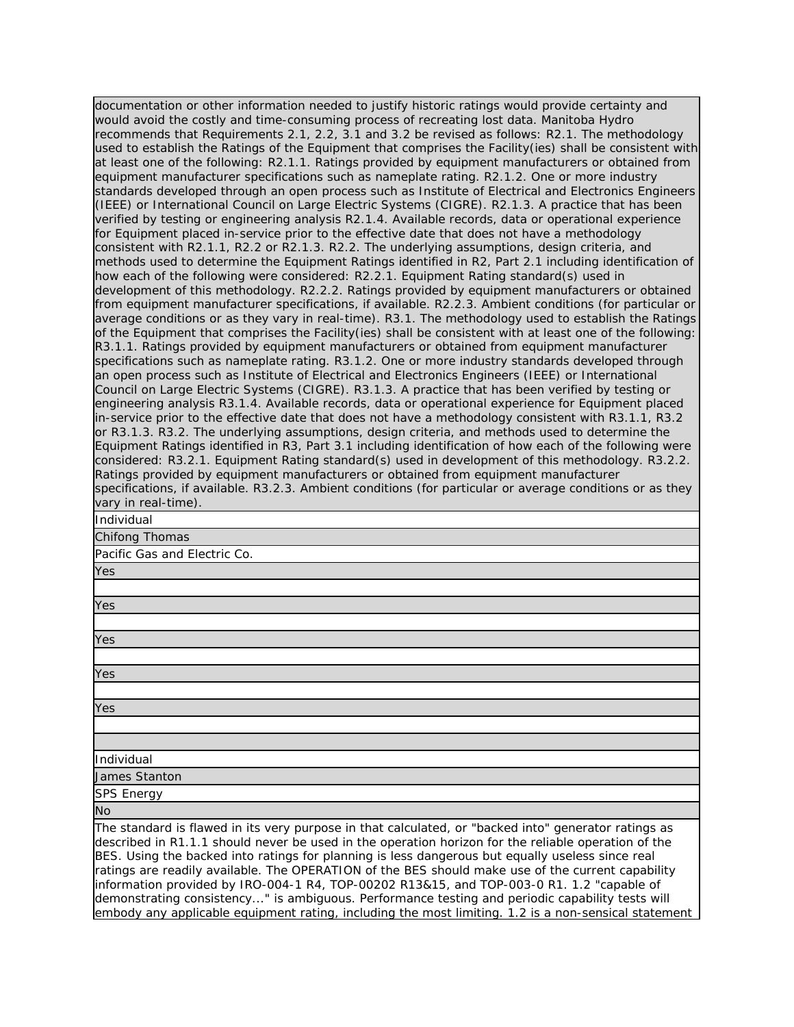documentation or other information needed to justify historic ratings would provide certainty and would avoid the costly and time-consuming process of recreating lost data. Manitoba Hydro recommends that Requirements 2.1, 2.2, 3.1 and 3.2 be revised as follows: R2.1. The methodology used to establish the Ratings of the Equipment that comprises the Facility(ies) shall be consistent with at least one of the following: R2.1.1. Ratings provided by equipment manufacturers or obtained from equipment manufacturer specifications such as nameplate rating. R2.1.2. One or more industry standards developed through an open process such as Institute of Electrical and Electronics Engineers (IEEE) or International Council on Large Electric Systems (CIGRE). R2.1.3. A practice that has been verified by testing or engineering analysis R2.1.4. Available records, data or operational experience for Equipment placed in-service prior to the effective date that does not have a methodology consistent with R2.1.1, R2.2 or R2.1.3. R2.2. The underlying assumptions, design criteria, and methods used to determine the Equipment Ratings identified in R2, Part 2.1 including identification of how each of the following were considered: R2.2.1. Equipment Rating standard(s) used in development of this methodology. R2.2.2. Ratings provided by equipment manufacturers or obtained from equipment manufacturer specifications, if available. R2.2.3. Ambient conditions (for particular or average conditions or as they vary in real-time). R3.1. The methodology used to establish the Ratings of the Equipment that comprises the Facility(ies) shall be consistent with at least one of the following: R3.1.1. Ratings provided by equipment manufacturers or obtained from equipment manufacturer specifications such as nameplate rating. R3.1.2. One or more industry standards developed through an open process such as Institute of Electrical and Electronics Engineers (IEEE) or International Council on Large Electric Systems (CIGRE). R3.1.3. A practice that has been verified by testing or engineering analysis R3.1.4. Available records, data or operational experience for Equipment placed in-service prior to the effective date that does not have a methodology consistent with R3.1.1, R3.2 or R3.1.3. R3.2. The underlying assumptions, design criteria, and methods used to determine the Equipment Ratings identified in R3, Part 3.1 including identification of how each of the following were considered: R3.2.1. Equipment Rating standard(s) used in development of this methodology. R3.2.2. Ratings provided by equipment manufacturers or obtained from equipment manufacturer specifications, if available. R3.2.3. Ambient conditions (for particular or average conditions or as they vary in real-time).

Individual

Chifong Thomas

Pacific Gas and Electric Co.

Yes

Yes

Yes

Yes

Yes

Individual

James Stanton

SPS Energy

No

The standard is flawed in its very purpose in that calculated, or "backed into" generator ratings as described in R1.1.1 should never be used in the operation horizon for the reliable operation of the BES. Using the backed into ratings for planning is less dangerous but equally useless since real ratings are readily available. The OPERATION of the BES should make use of the current capability information provided by IRO-004-1 R4, TOP-00202 R13&15, and TOP-003-0 R1. 1.2 "capable of demonstrating consistency..." is ambiguous. Performance testing and periodic capability tests will embody any applicable equipment rating, including the most limiting. 1.2 is a non-sensical statement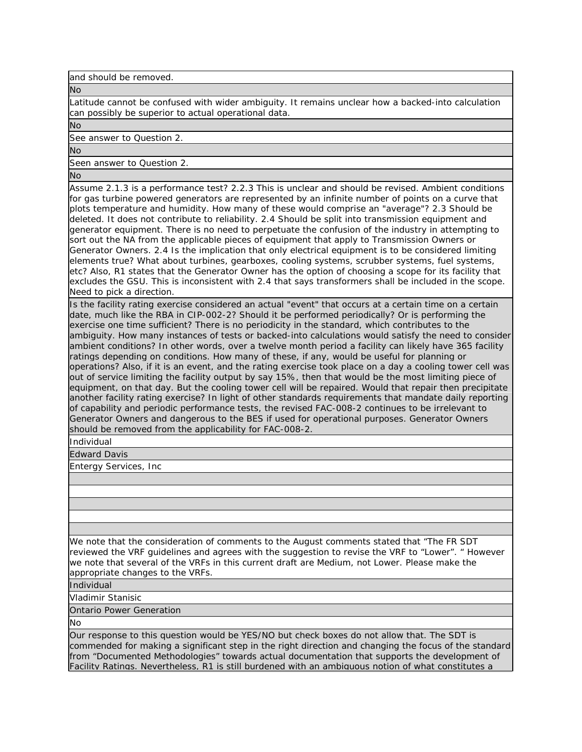and should be removed.

No

Latitude cannot be confused with wider ambiguity. It remains unclear how a backed-into calculation can possibly be superior to actual operational data.

No

See answer to Question 2.

No

Seen answer to Question 2.

No

Assume 2.1.3 is a performance test? 2.2.3 This is unclear and should be revised. Ambient conditions for gas turbine powered generators are represented by an infinite number of points on a curve that plots temperature and humidity. How many of these would comprise an "average"? 2.3 Should be deleted. It does not contribute to reliability. 2.4 Should be split into transmission equipment and generator equipment. There is no need to perpetuate the confusion of the industry in attempting to sort out the NA from the applicable pieces of equipment that apply to Transmission Owners or Generator Owners. 2.4 Is the implication that only electrical equipment is to be considered limiting elements true? What about turbines, gearboxes, cooling systems, scrubber systems, fuel systems, etc? Also, R1 states that the Generator Owner has the option of choosing a scope for its facility that excludes the GSU. This is inconsistent with 2.4 that says transformers shall be included in the scope. Need to pick a direction.

Is the facility rating exercise considered an actual "event" that occurs at a certain time on a certain date, much like the RBA in CIP-002-2? Should it be performed periodically? Or is performing the exercise one time sufficient? There is no periodicity in the standard, which contributes to the ambiguity. How many instances of tests or backed-into calculations would satisfy the need to consider ambient conditions? In other words, over a twelve month period a facility can likely have 365 facility ratings depending on conditions. How many of these, if any, would be useful for planning or operations? Also, if it is an event, and the rating exercise took place on a day a cooling tower cell was out of service limiting the facility output by say 15%, then that would be the most limiting piece of equipment, on that day. But the cooling tower cell will be repaired. Would that repair then precipitate another facility rating exercise? In light of other standards requirements that mandate daily reporting of capability and periodic performance tests, the revised FAC-008-2 continues to be irrelevant to Generator Owners and dangerous to the BES if used for operational purposes. Generator Owners should be removed from the applicability for FAC-008-2.

Individual

Edward Davis

Entergy Services, Inc

We note that the consideration of comments to the August comments stated that "The FR SDT reviewed the VRF guidelines and agrees with the suggestion to revise the VRF to "Lower". " However we note that several of the VRFs in this current draft are Medium, not Lower. Please make the appropriate changes to the VRFs.

Individual

Vladimir Stanisic

Ontario Power Generation

No

Our response to this question would be YES/NO but check boxes do not allow that. The SDT is commended for making a significant step in the right direction and changing the focus of the standard from "Documented Methodologies" towards actual documentation that supports the development of Facility Ratings. Nevertheless, R1 is still burdened with an ambiguous notion of what constitutes a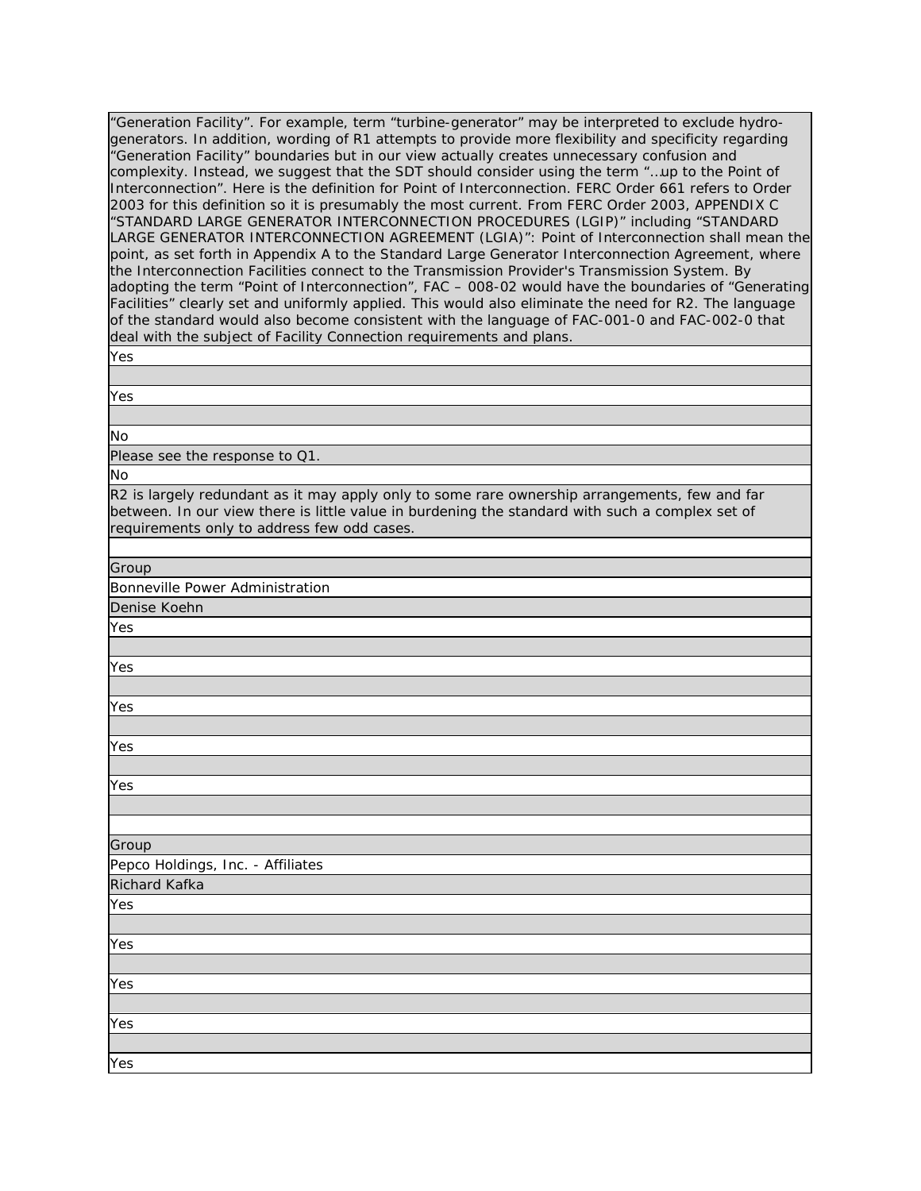"Generation Facility". For example, term "turbine-generator" may be interpreted to exclude hydro-generators. In addition, wording of R1 attempts to provide more flexibility and specificity regarding "Generation Facility" boundaries but in our view actually creates unnecessary confusion and complexity. Instead, we suggest that the SDT should consider using the term "...up to the Point of Interconnection". Here is the definition for Point of Interconnection. FERC Order 661 refers to Order 2003 for this definition so it is presumably the most current. From FERC Order 2003, APPENDIX C "STANDARD LARGE GENERATOR INTERCONNECTION PROCEDURES (LGIP)" including "STANDARD LARGE GENERATOR INTERCONNECTION AGREEMENT (LGIA)": Point of Interconnection shall mean the point, as set forth in Appendix A to the Standard Large Generator Interconnection Agreement, where the Interconnection Facilities connect to the Transmission Provider's Transmission System. By adopting the term "Point of Interconnection", FAC – 008-02 would have the boundaries of "Generating Facilities" clearly set and uniformly applied. This would also eliminate the need for R2. The language of the standard would also become consistent with the language of FAC-001-0 and FAC-002-0 that deal with the subject of Facility Connection requirements and plans.

Yes

Yes

No

Please see the response to Q1.

No

R2 is largely redundant as it may apply only to some rare ownership arrangements, few and far between. In our view there is little value in burdening the standard with such a complex set of requirements only to address few odd cases.

Group

Bonneville Power Administration

Denise Koehn

Yes

Yes

Yes

Yes

Yes

Group

Pepco Holdings, Inc. - Affiliates

Richard Kafka

Yes

Yes

Yes

Yes

Yes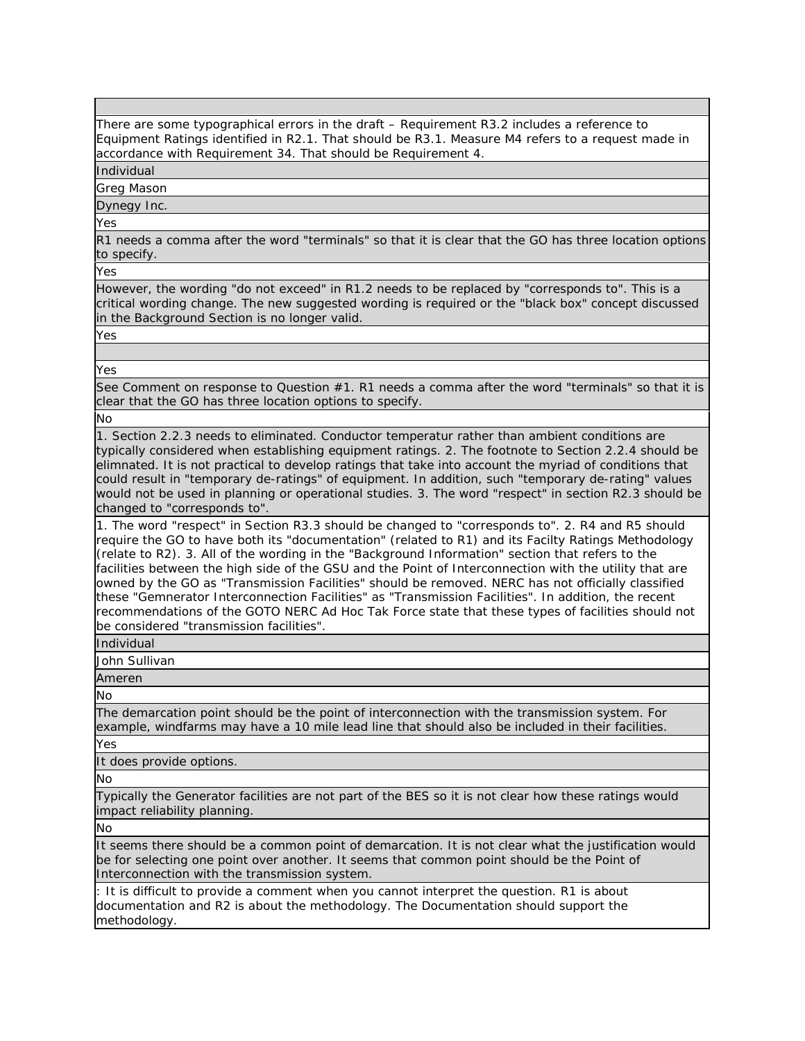| |
|---|
| There are some typographical errors in the draft – Requirement R3.2 includes a reference to Equipment Ratings identified in R2.1. That should be R3.1. Measure M4 refers to a request made in accordance with Requirement 34. That should be Requirement 4. |
| Individual |
| Greg Mason |
| Dynegy Inc. |
| Yes |
| R1 needs a comma after the word "terminals" so that it is clear that the GO has three location options to specify. |
| Yes |
| However, the wording "do not exceed" in R1.2 needs to be replaced by "corresponds to". This is a critical wording change. The new suggested wording is required or the "black box" concept discussed in the Background Section is no longer valid. |
| Yes |
| |
| Yes |
| See Comment on response to Question #1. R1 needs a comma after the word "terminals" so that it is clear that the GO has three location options to specify. |
| No |
| 1. Section 2.2.3 needs to eliminated. Conductor temperatur rather than ambient conditions are typically considered when establishing equipment ratings. 2. The footnote to Section 2.2.4 should be elimnated. It is not practical to develop ratings that take into account the myriad of conditions that could result in "temporary de-ratings" of equipment. In addition, such "temporary de-rating" values would not be used in planning or operational studies. 3. The word "respect" in section R2.3 should be changed to "corresponds to". |
| 1. The word "respect" in Section R3.3 should be changed to "corresponds to". 2. R4 and R5 should require the GO to have both its "documentation" (related to R1) and its Facilty Ratings Methodology (relate to R2). 3. All of the wording in the "Background Information" section that refers to the facilities between the high side of the GSU and the Point of Interconnection with the utility that are owned by the GO as "Transmission Facilities" should be removed. NERC has not officially classified these "Gemnerator Interconnection Facilities" as "Transmission Facilities". In addition, the recent recommendations of the GOTO NERC Ad Hoc Tak Force state that these types of facilities should not be considered "transmission facilities". |
| Individual |
| John Sullivan |
| Ameren |
| No |
| The demarcation point should be the point of interconnection with the transmission system. For example, windfarms may have a 10 mile lead line that should also be included in their facilities. |
| Yes |
| It does provide options. |
| No |
| Typically the Generator facilities are not part of the BES so it is not clear how these ratings would impact reliability planning. |
| No |
| It seems there should be a common point of demarcation. It is not clear what the justification would be for selecting one point over another. It seems that common point should be the Point of Interconnection with the transmission system. |
| : It is difficult to provide a comment when you cannot interpret the question. R1 is about documentation and R2 is about the methodology. The Documentation should support the methodology. |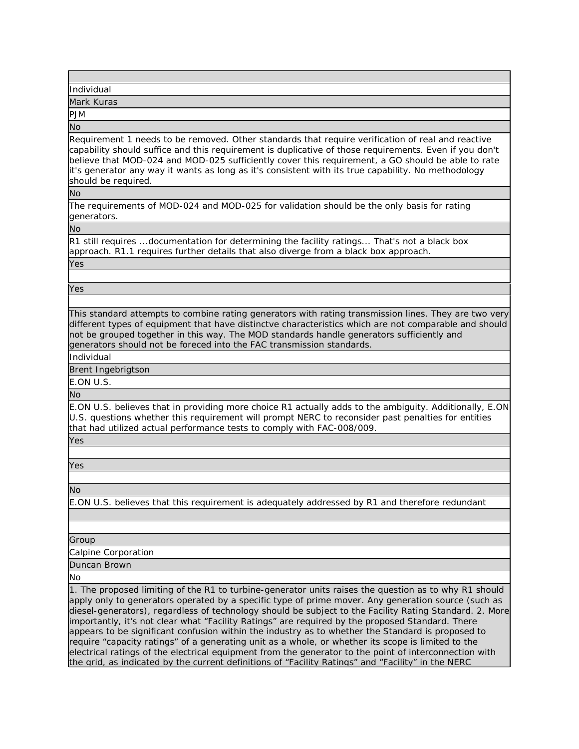| |
|---|
| Individual |
| Mark Kuras |
| PJM |
| No |
| Requirement 1 needs to be removed. Other standards that require verification of real and reactive capability should suffice and this requirement is duplicative of those requirements. Even if you don't believe that MOD-024 and MOD-025 sufficiently cover this requirement, a GO should be able to rate it's generator any way it wants as long as it's consistent with its true capability. No methodology should be required. |
| No |
| The requirements of MOD-024 and MOD-025 for validation should be the only basis for rating generators. |
| No |
| R1 still requires ...documentation for determining the facility ratings... That's not a black box approach. R1.1 requires further details that also diverge from a black box approach. |
| Yes |
| |
| Yes |
| |
| This standard attempts to combine rating generators with rating transmission lines. They are two very different types of equipment that have distinctve characteristics which are not comparable and should not be grouped together in this way. The MOD standards handle generators sufficiently and generators should not be foreced into the FAC transmission standards. |
| Individual |
| Brent Ingebrigtson |
| E.ON U.S. |
| No |
| E.ON U.S. believes that in providing more choice R1 actually adds to the ambiguity. Additionally, E.ON U.S. questions whether this requirement will prompt NERC to reconsider past penalties for entities that had utilized actual performance tests to comply with FAC-008/009. |
| Yes |
| |
| Yes |
| |
| No |
| E.ON U.S. believes that this requirement is adequately addressed by R1 and therefore redundant |
| |
| |
| Group |
| Calpine Corporation |
| Duncan Brown |
| No |
| 1. The proposed limiting of the R1 to turbine-generator units raises the question as to why R1 should apply only to generators operated by a specific type of prime mover. Any generation source (such as diesel-generators), regardless of technology should be subject to the Facility Rating Standard. 2. More importantly, it's not clear what "Facility Ratings" are required by the proposed Standard. There appears to be significant confusion within the industry as to whether the Standard is proposed to require "capacity ratings" of a generating unit as a whole, or whether its scope is limited to the electrical ratings of the electrical equipment from the generator to the point of interconnection with the grid, as indicated by the current definitions of "Facility Ratings" and "Facility" in the NERC |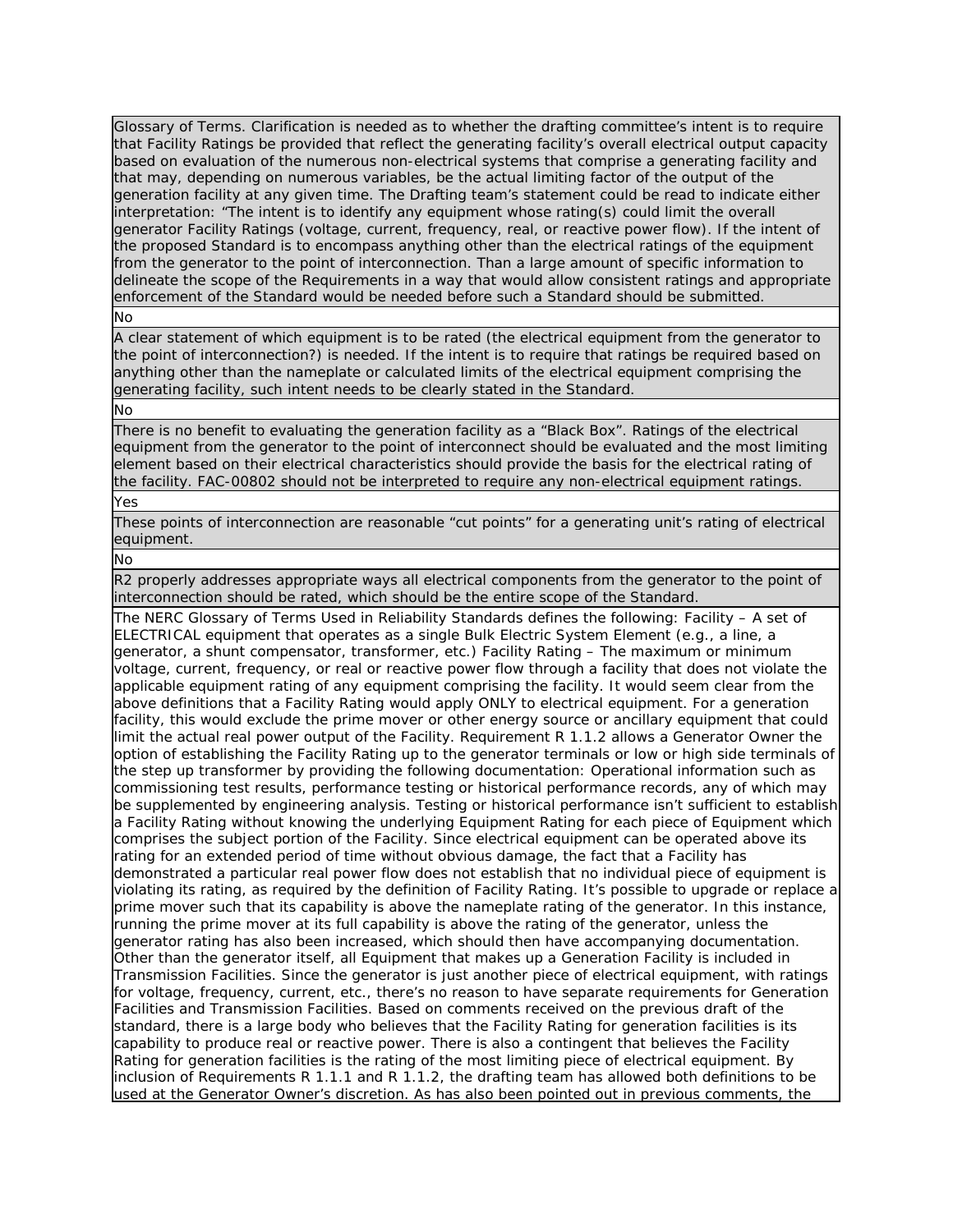Glossary of Terms. Clarification is needed as to whether the drafting committee's intent is to require that Facility Ratings be provided that reflect the generating facility's overall electrical output capacity based on evaluation of the numerous non-electrical systems that comprise a generating facility and that may, depending on numerous variables, be the actual limiting factor of the output of the generation facility at any given time. The Drafting team's statement could be read to indicate either interpretation: "The intent is to identify any equipment whose rating(s) could limit the overall generator Facility Ratings (voltage, current, frequency, real, or reactive power flow). If the intent of the proposed Standard is to encompass anything other than the electrical ratings of the equipment from the generator to the point of interconnection. Than a large amount of specific information to delineate the scope of the Requirements in a way that would allow consistent ratings and appropriate enforcement of the Standard would be needed before such a Standard should be submitted.

No

A clear statement of which equipment is to be rated (the electrical equipment from the generator to the point of interconnection?) is needed. If the intent is to require that ratings be required based on anything other than the nameplate or calculated limits of the electrical equipment comprising the generating facility, such intent needs to be clearly stated in the Standard.

No

There is no benefit to evaluating the generation facility as a "Black Box". Ratings of the electrical equipment from the generator to the point of interconnect should be evaluated and the most limiting element based on their electrical characteristics should provide the basis for the electrical rating of the facility. FAC-00802 should not be interpreted to require any non-electrical equipment ratings.

Yes

These points of interconnection are reasonable "cut points" for a generating unit's rating of electrical equipment.

No

R2 properly addresses appropriate ways all electrical components from the generator to the point of interconnection should be rated, which should be the entire scope of the Standard.

The NERC Glossary of Terms Used in Reliability Standards defines the following: Facility – A set of ELECTRICAL equipment that operates as a single Bulk Electric System Element (e.g., a line, a generator, a shunt compensator, transformer, etc.) Facility Rating – The maximum or minimum voltage, current, frequency, or real or reactive power flow through a facility that does not violate the applicable equipment rating of any equipment comprising the facility. It would seem clear from the above definitions that a Facility Rating would apply ONLY to electrical equipment. For a generation facility, this would exclude the prime mover or other energy source or ancillary equipment that could limit the actual real power output of the Facility. Requirement R 1.1.2 allows a Generator Owner the option of establishing the Facility Rating up to the generator terminals or low or high side terminals of the step up transformer by providing the following documentation: Operational information such as commissioning test results, performance testing or historical performance records, any of which may be supplemented by engineering analysis. Testing or historical performance isn't sufficient to establish a Facility Rating without knowing the underlying Equipment Rating for each piece of Equipment which comprises the subject portion of the Facility. Since electrical equipment can be operated above its rating for an extended period of time without obvious damage, the fact that a Facility has demonstrated a particular real power flow does not establish that no individual piece of equipment is violating its rating, as required by the definition of Facility Rating. It's possible to upgrade or replace a prime mover such that its capability is above the nameplate rating of the generator. In this instance, running the prime mover at its full capability is above the rating of the generator, unless the generator rating has also been increased, which should then have accompanying documentation. Other than the generator itself, all Equipment that makes up a Generation Facility is included in Transmission Facilities. Since the generator is just another piece of electrical equipment, with ratings for voltage, frequency, current, etc., there's no reason to have separate requirements for Generation Facilities and Transmission Facilities. Based on comments received on the previous draft of the standard, there is a large body who believes that the Facility Rating for generation facilities is its capability to produce real or reactive power. There is also a contingent that believes the Facility Rating for generation facilities is the rating of the most limiting piece of electrical equipment. By inclusion of Requirements R 1.1.1 and R 1.1.2, the drafting team has allowed both definitions to be used at the Generator Owner's discretion. As has also been pointed out in previous comments, the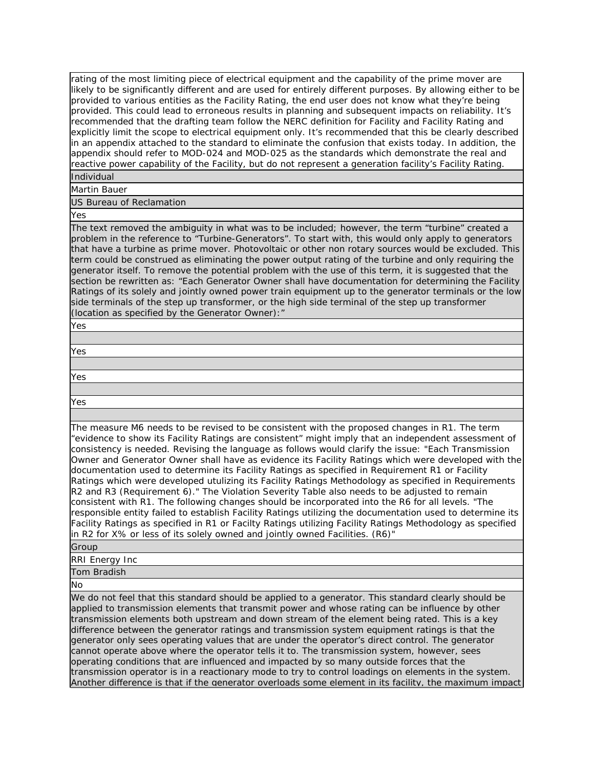rating of the most limiting piece of electrical equipment and the capability of the prime mover are likely to be significantly different and are used for entirely different purposes. By allowing either to be provided to various entities as the Facility Rating, the end user does not know what they're being provided. This could lead to erroneous results in planning and subsequent impacts on reliability. It's recommended that the drafting team follow the NERC definition for Facility and Facility Rating and explicitly limit the scope to electrical equipment only. It's recommended that this be clearly described in an appendix attached to the standard to eliminate the confusion that exists today. In addition, the appendix should refer to MOD-024 and MOD-025 as the standards which demonstrate the real and reactive power capability of the Facility, but do not represent a generation facility's Facility Rating.

Individual

Martin Bauer

US Bureau of Reclamation

Yes

The text removed the ambiguity in what was to be included; however, the term "turbine" created a problem in the reference to "Turbine-Generators". To start with, this would only apply to generators that have a turbine as prime mover. Photovoltaic or other non rotary sources would be excluded. This term could be construed as eliminating the power output rating of the turbine and only requiring the generator itself. To remove the potential problem with the use of this term, it is suggested that the section be rewritten as: "Each Generator Owner shall have documentation for determining the Facility Ratings of its solely and jointly owned power train equipment up to the generator terminals or the low side terminals of the step up transformer, or the high side terminal of the step up transformer (location as specified by the Generator Owner):"

Yes

Yes

Yes

Yes

The measure M6 needs to be revised to be consistent with the proposed changes in R1. The term "evidence to show its Facility Ratings are consistent" might imply that an independent assessment of consistency is needed. Revising the language as follows would clarify the issue: "Each Transmission Owner and Generator Owner shall have as evidence its Facility Ratings which were developed with the documentation used to determine its Facility Ratings as specified in Requirement R1 or Facility Ratings which were developed utulizing its Facility Ratings Methodology as specified in Requirements R2 and R3 (Requirement 6)." The Violation Severity Table also needs to be adjusted to remain consistent with R1. The following changes should be incorporated into the R6 for all levels. "The responsible entity failed to establish Facility Ratings utilizing the documentation used to determine its Facility Ratings as specified in R1 or Facilty Ratings utilizing Facility Ratings Methodology as specified in R2 for X% or less of its solely owned and jointly owned Facilities. (R6)"

Group

RRI Energy Inc

Tom Bradish

No

We do not feel that this standard should be applied to a generator. This standard clearly should be applied to transmission elements that transmit power and whose rating can be influence by other transmission elements both upstream and down stream of the element being rated. This is a key difference between the generator ratings and transmission system equipment ratings is that the generator only sees operating values that are under the operator's direct control. The generator cannot operate above where the operator tells it to. The transmission system, however, sees operating conditions that are influenced and impacted by so many outside forces that the transmission operator is in a reactionary mode to try to control loadings on elements in the system. Another difference is that if the generator overloads some element in its facility, the maximum impact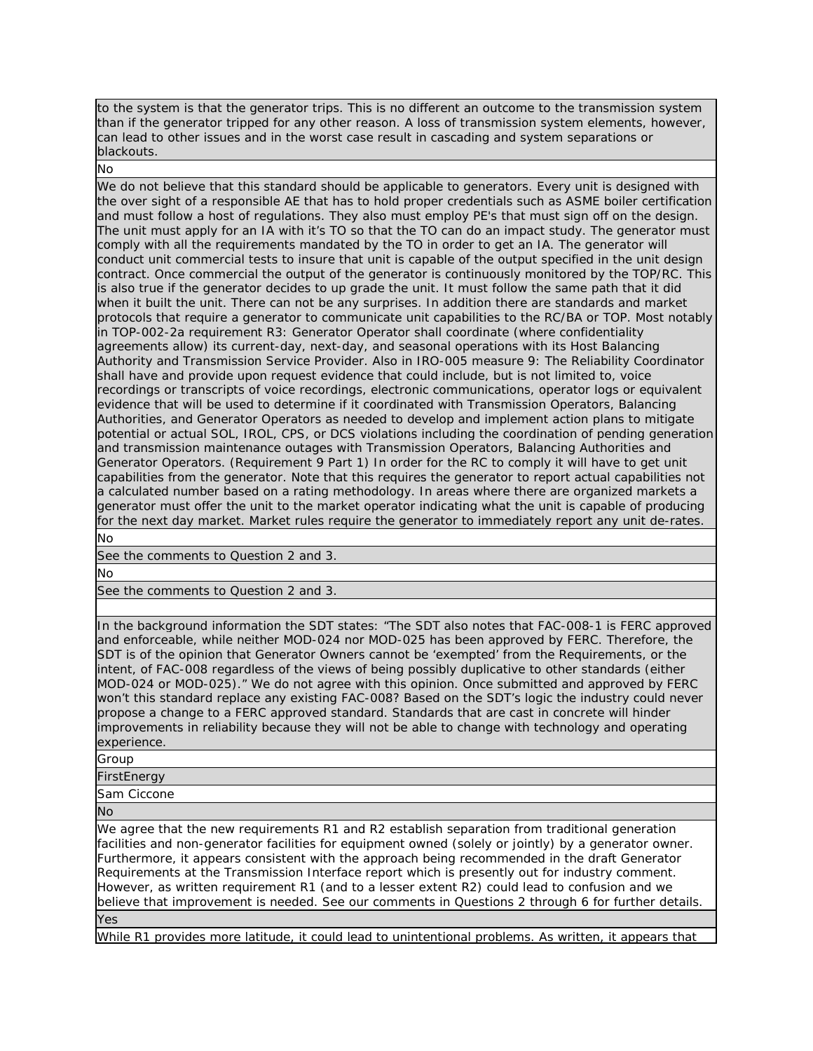to the system is that the generator trips. This is no different an outcome to the transmission system than if the generator tripped for any other reason. A loss of transmission system elements, however, can lead to other issues and in the worst case result in cascading and system separations or blackouts.

No

We do not believe that this standard should be applicable to generators. Every unit is designed with the over sight of a responsible AE that has to hold proper credentials such as ASME boiler certification and must follow a host of regulations. They also must employ PE's that must sign off on the design. The unit must apply for an IA with it's TO so that the TO can do an impact study. The generator must comply with all the requirements mandated by the TO in order to get an IA. The generator will conduct unit commercial tests to insure that unit is capable of the output specified in the unit design contract. Once commercial the output of the generator is continuously monitored by the TOP/RC. This is also true if the generator decides to up grade the unit. It must follow the same path that it did when it built the unit. There can not be any surprises. In addition there are standards and market protocols that require a generator to communicate unit capabilities to the RC/BA or TOP. Most notably in TOP-002-2a requirement R3: Generator Operator shall coordinate (where confidentiality agreements allow) its current-day, next-day, and seasonal operations with its Host Balancing Authority and Transmission Service Provider. Also in IRO-005 measure 9: The Reliability Coordinator shall have and provide upon request evidence that could include, but is not limited to, voice recordings or transcripts of voice recordings, electronic communications, operator logs or equivalent evidence that will be used to determine if it coordinated with Transmission Operators, Balancing Authorities, and Generator Operators as needed to develop and implement action plans to mitigate potential or actual SOL, IROL, CPS, or DCS violations including the coordination of pending generation and transmission maintenance outages with Transmission Operators, Balancing Authorities and Generator Operators. (Requirement 9 Part 1) In order for the RC to comply it will have to get unit capabilities from the generator. Note that this requires the generator to report actual capabilities not a calculated number based on a rating methodology. In areas where there are organized markets a generator must offer the unit to the market operator indicating what the unit is capable of producing for the next day market. Market rules require the generator to immediately report any unit de-rates.

No

See the comments to Question 2 and 3.

No

See the comments to Question 2 and 3.

In the background information the SDT states: "The SDT also notes that FAC-008-1 is FERC approved and enforceable, while neither MOD-024 nor MOD-025 has been approved by FERC. Therefore, the SDT is of the opinion that Generator Owners cannot be 'exempted' from the Requirements, or the intent, of FAC-008 regardless of the views of being possibly duplicative to other standards (either MOD-024 or MOD-025)." We do not agree with this opinion. Once submitted and approved by FERC won't this standard replace any existing FAC-008? Based on the SDT's logic the industry could never propose a change to a FERC approved standard. Standards that are cast in concrete will hinder improvements in reliability because they will not be able to change with technology and operating experience.

Group

FirstEnergy

Sam Ciccone

No

We agree that the new requirements R1 and R2 establish separation from traditional generation facilities and non-generator facilities for equipment owned (solely or jointly) by a generator owner. Furthermore, it appears consistent with the approach being recommended in the draft Generator Requirements at the Transmission Interface report which is presently out for industry comment. However, as written requirement R1 (and to a lesser extent R2) could lead to confusion and we believe that improvement is needed. See our comments in Questions 2 through 6 for further details.

Yes

While R1 provides more latitude, it could lead to unintentional problems. As written, it appears that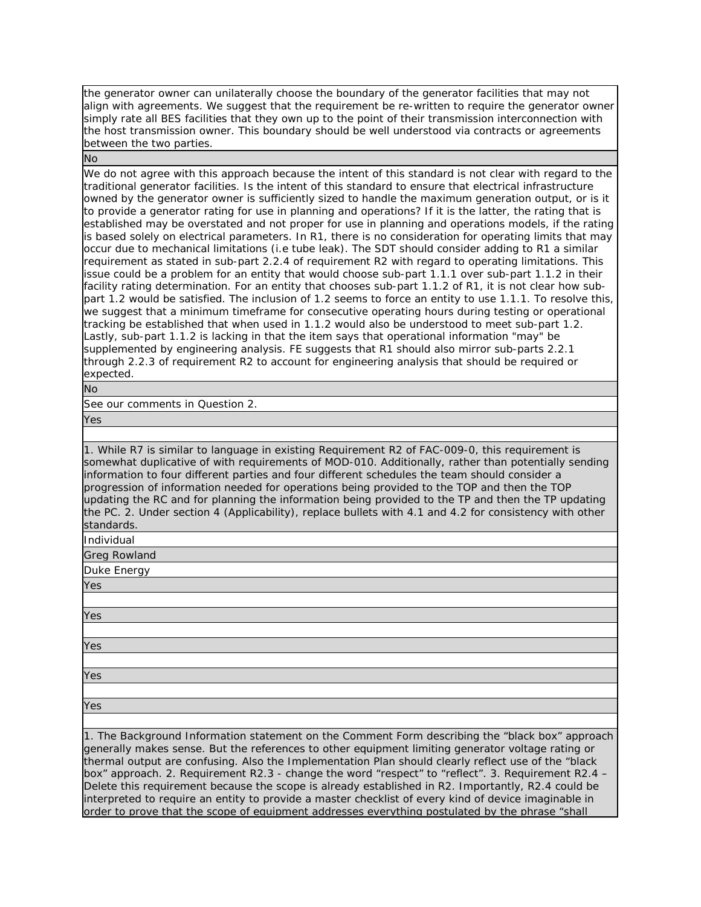the generator owner can unilaterally choose the boundary of the generator facilities that may not align with agreements. We suggest that the requirement be re-written to require the generator owner simply rate all BES facilities that they own up to the point of their transmission interconnection with the host transmission owner. This boundary should be well understood via contracts or agreements between the two parties.

No

We do not agree with this approach because the intent of this standard is not clear with regard to the traditional generator facilities. Is the intent of this standard to ensure that electrical infrastructure owned by the generator owner is sufficiently sized to handle the maximum generation output, or is it to provide a generator rating for use in planning and operations? If it is the latter, the rating that is established may be overstated and not proper for use in planning and operations models, if the rating is based solely on electrical parameters. In R1, there is no consideration for operating limits that may occur due to mechanical limitations (i.e tube leak). The SDT should consider adding to R1 a similar requirement as stated in sub-part 2.2.4 of requirement R2 with regard to operating limitations. This issue could be a problem for an entity that would choose sub-part 1.1.1 over sub-part 1.1.2 in their facility rating determination. For an entity that chooses sub-part 1.1.2 of R1, it is not clear how sub-part 1.2 would be satisfied. The inclusion of 1.2 seems to force an entity to use 1.1.1. To resolve this, we suggest that a minimum timeframe for consecutive operating hours during testing or operational tracking be established that when used in 1.1.2 would also be understood to meet sub-part 1.2. Lastly, sub-part 1.1.2 is lacking in that the item says that operational information "may" be supplemented by engineering analysis. FE suggests that R1 should also mirror sub-parts 2.2.1 through 2.2.3 of requirement R2 to account for engineering analysis that should be required or expected.

No

See our comments in Question 2.

Yes

1. While R7 is similar to language in existing Requirement R2 of FAC-009-0, this requirement is somewhat duplicative of with requirements of MOD-010. Additionally, rather than potentially sending information to four different parties and four different schedules the team should consider a progression of information needed for operations being provided to the TOP and then the TOP updating the RC and for planning the information being provided to the TP and then the TP updating the PC. 2. Under section 4 (Applicability), replace bullets with 4.1 and 4.2 for consistency with other standards.

Individual

Greg Rowland

Duke Energy

Yes

Yes

Yes

Yes

Yes

1. The Background Information statement on the Comment Form describing the "black box" approach generally makes sense. But the references to other equipment limiting generator voltage rating or thermal output are confusing. Also the Implementation Plan should clearly reflect use of the "black box" approach. 2. Requirement R2.3 - change the word "respect" to "reflect". 3. Requirement R2.4 – Delete this requirement because the scope is already established in R2. Importantly, R2.4 could be interpreted to require an entity to provide a master checklist of every kind of device imaginable in order to prove that the scope of equipment addresses everything postulated by the phrase "shall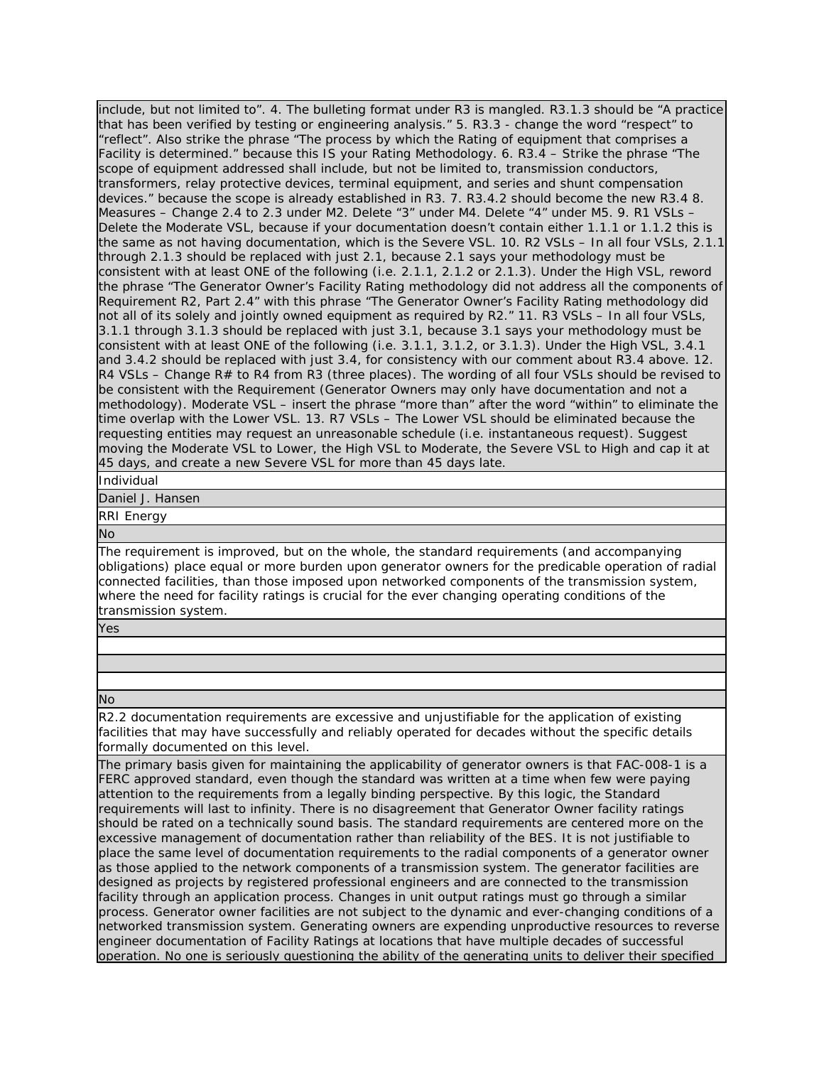include, but not limited to". 4. The bulleting format under R3 is mangled. R3.1.3 should be "A practice that has been verified by testing or engineering analysis." 5. R3.3 - change the word "respect" to "reflect". Also strike the phrase "The process by which the Rating of equipment that comprises a Facility is determined." because this IS your Rating Methodology. 6. R3.4 – Strike the phrase "The scope of equipment addressed shall include, but not be limited to, transmission conductors, transformers, relay protective devices, terminal equipment, and series and shunt compensation devices." because the scope is already established in R3. 7. R3.4.2 should become the new R3.4 8. Measures – Change 2.4 to 2.3 under M2. Delete "3" under M4. Delete "4" under M5. 9. R1 VSLs – Delete the Moderate VSL, because if your documentation doesn't contain either 1.1.1 or 1.1.2 this is the same as not having documentation, which is the Severe VSL. 10. R2 VSLs – In all four VSLs, 2.1.1 through 2.1.3 should be replaced with just 2.1, because 2.1 says your methodology must be consistent with at least ONE of the following (i.e. 2.1.1, 2.1.2 or 2.1.3). Under the High VSL, reword the phrase "The Generator Owner's Facility Rating methodology did not address all the components of Requirement R2, Part 2.4" with this phrase "The Generator Owner's Facility Rating methodology did not all of its solely and jointly owned equipment as required by R2." 11. R3 VSLs – In all four VSLs, 3.1.1 through 3.1.3 should be replaced with just 3.1, because 3.1 says your methodology must be consistent with at least ONE of the following (i.e. 3.1.1, 3.1.2, or 3.1.3). Under the High VSL, 3.4.1 and 3.4.2 should be replaced with just 3.4, for consistency with our comment about R3.4 above. 12. R4 VSLs – Change R# to R4 from R3 (three places). The wording of all four VSLs should be revised to be consistent with the Requirement (Generator Owners may only have documentation and not a methodology). Moderate VSL – insert the phrase "more than" after the word "within" to eliminate the time overlap with the Lower VSL. 13. R7 VSLs – The Lower VSL should be eliminated because the requesting entities may request an unreasonable schedule (i.e. instantaneous request). Suggest moving the Moderate VSL to Lower, the High VSL to Moderate, the Severe VSL to High and cap it at 45 days, and create a new Severe VSL for more than 45 days late.

Individual

Daniel J. Hansen

RRI Energy

No

The requirement is improved, but on the whole, the standard requirements (and accompanying obligations) place equal or more burden upon generator owners for the predicable operation of radial connected facilities, than those imposed upon networked components of the transmission system, where the need for facility ratings is crucial for the ever changing operating conditions of the transmission system.

Yes

No

R2.2 documentation requirements are excessive and unjustifiable for the application of existing facilities that may have successfully and reliably operated for decades without the specific details formally documented on this level.

The primary basis given for maintaining the applicability of generator owners is that FAC-008-1 is a FERC approved standard, even though the standard was written at a time when few were paying attention to the requirements from a legally binding perspective. By this logic, the Standard requirements will last to infinity. There is no disagreement that Generator Owner facility ratings should be rated on a technically sound basis. The standard requirements are centered more on the excessive management of documentation rather than reliability of the BES. It is not justifiable to place the same level of documentation requirements to the radial components of a generator owner as those applied to the network components of a transmission system. The generator facilities are designed as projects by registered professional engineers and are connected to the transmission facility through an application process. Changes in unit output ratings must go through a similar process. Generator owner facilities are not subject to the dynamic and ever-changing conditions of a networked transmission system. Generating owners are expending unproductive resources to reverse engineer documentation of Facility Ratings at locations that have multiple decades of successful operation. No one is seriously questioning the ability of the generating units to deliver their specified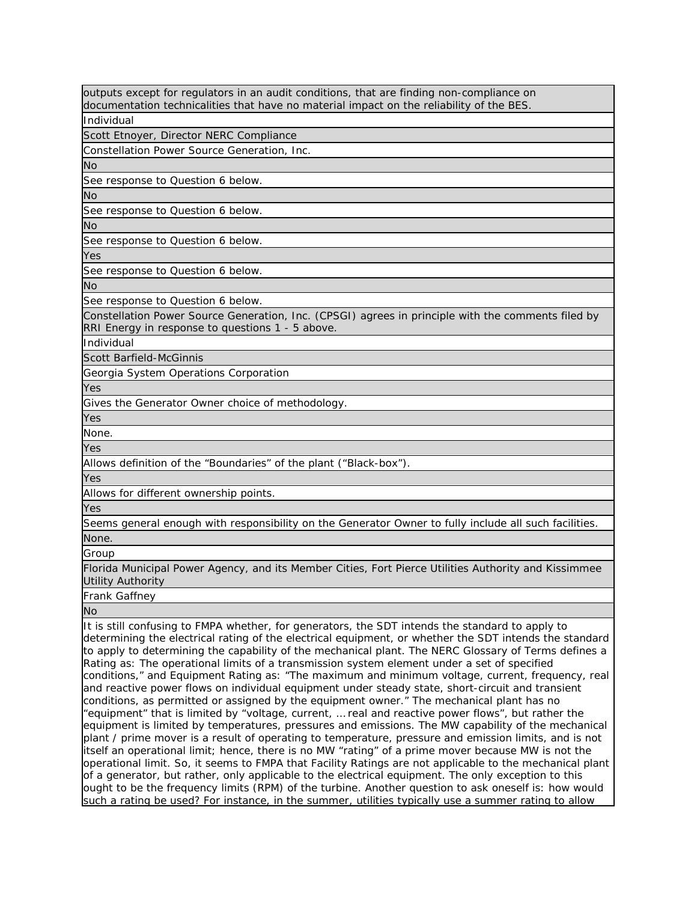| outputs except for regulators in an audit conditions, that are finding non-compliance on documentation technicalities that have no material impact on the reliability of the BES. |
|---|
| Individual |
| Scott Etnoyer, Director NERC Compliance |
| Constellation Power Source Generation, Inc. |
| No |
| See response to Question 6 below. |
| No |
| See response to Question 6 below. |
| No |
| See response to Question 6 below. |
| Yes |
| See response to Question 6 below. |
| No |
| See response to Question 6 below. |
| Constellation Power Source Generation, Inc. (CPSGI) agrees in principle with the comments filed by RRI Energy in response to questions 1 - 5 above. |
| Individual |
| Scott Barfield-McGinnis |
| Georgia System Operations Corporation |
| Yes |
| Gives the Generator Owner choice of methodology. |
| Yes |
| None. |
| Yes |
| Allows definition of the "Boundaries" of the plant ("Black-box"). |
| Yes |
| Allows for different ownership points. |
| Yes |
| Seems general enough with responsibility on the Generator Owner to fully include all such facilities. |
| None. |
| Group |
| Florida Municipal Power Agency, and its Member Cities, Fort Pierce Utilities Authority and Kissimmee Utility Authority |
| Frank Gaffney |
| No |
| It is still confusing to FMPA whether, for generators, the SDT intends the standard to apply to determining the electrical rating of the electrical equipment, or whether the SDT intends the standard to apply to determining the capability of the mechanical plant. The NERC Glossary of Terms defines a Rating as: The operational limits of a transmission system element under a set of specified conditions," and Equipment Rating as: "The maximum and minimum voltage, current, frequency, real and reactive power flows on individual equipment under steady state, short-circuit and transient conditions, as permitted or assigned by the equipment owner." The mechanical plant has no "equipment" that is limited by "voltage, current, … real and reactive power flows", but rather the equipment is limited by temperatures, pressures and emissions. The MW capability of the mechanical plant / prime mover is a result of operating to temperature, pressure and emission limits, and is not itself an operational limit; hence, there is no MW "rating" of a prime mover because MW is not the operational limit. So, it seems to FMPA that Facility Ratings are not applicable to the mechanical plant of a generator, but rather, only applicable to the electrical equipment. The only exception to this ought to be the frequency limits (RPM) of the turbine. Another question to ask oneself is: how would such a rating be used? For instance, in the summer, utilities typically use a summer rating to allow |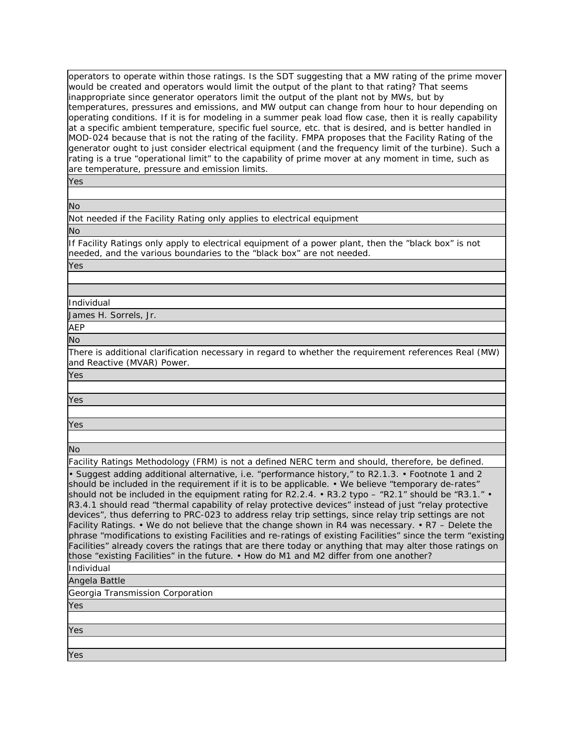| |
|---|
| operators to operate within those ratings. Is the SDT suggesting that a MW rating of the prime mover would be created and operators would limit the output of the plant to that rating? That seems inappropriate since generator operators limit the output of the plant not by MWs, but by temperatures, pressures and emissions, and MW output can change from hour to hour depending on operating conditions. If it is for modeling in a summer peak load flow case, then it is really capability at a specific ambient temperature, specific fuel source, etc. that is desired, and is better handled in MOD-024 because that is not the rating of the facility. FMPA proposes that the Facility Rating of the generator ought to just consider electrical equipment (and the frequency limit of the turbine). Such a rating is a true "operational limit" to the capability of prime mover at any moment in time, such as are temperature, pressure and emission limits. |
| Yes |
| |
| No |
| Not needed if the Facility Rating only applies to electrical equipment |
| No |
| If Facility Ratings only apply to electrical equipment of a power plant, then the "black box" is not needed, and the various boundaries to the "black box" are not needed. |
| Yes |
| |
| |
| Individual |
| James H. Sorrels, Jr. |
| AEP |
| No |
| There is additional clarification necessary in regard to whether the requirement references Real (MW) and Reactive (MVAR) Power. |
| Yes |
| |
| Yes |
| |
| Yes |
| |
| No |
| Facility Ratings Methodology (FRM) is not a defined NERC term and should, therefore, be defined. |
| • Suggest adding additional alternative, i.e. "performance history," to R2.1.3. • Footnote 1 and 2 should be included in the requirement if it is to be applicable. • We believe "temporary de-rates" should not be included in the equipment rating for R2.2.4. • R3.2 typo – "R2.1" should be "R3.1." • R3.4.1 should read "thermal capability of relay protective devices" instead of just "relay protective devices", thus deferring to PRC-023 to address relay trip settings, since relay trip settings are not Facility Ratings. • We do not believe that the change shown in R4 was necessary. • R7 – Delete the phrase "modifications to existing Facilities and re-ratings of existing Facilities" since the term "existing Facilities" already covers the ratings that are there today or anything that may alter those ratings on those "existing Facilities" in the future. • How do M1 and M2 differ from one another? |
| Individual |
| Angela Battle |
| Georgia Transmission Corporation |
| Yes |
| |
| Yes |
| |
| Yes |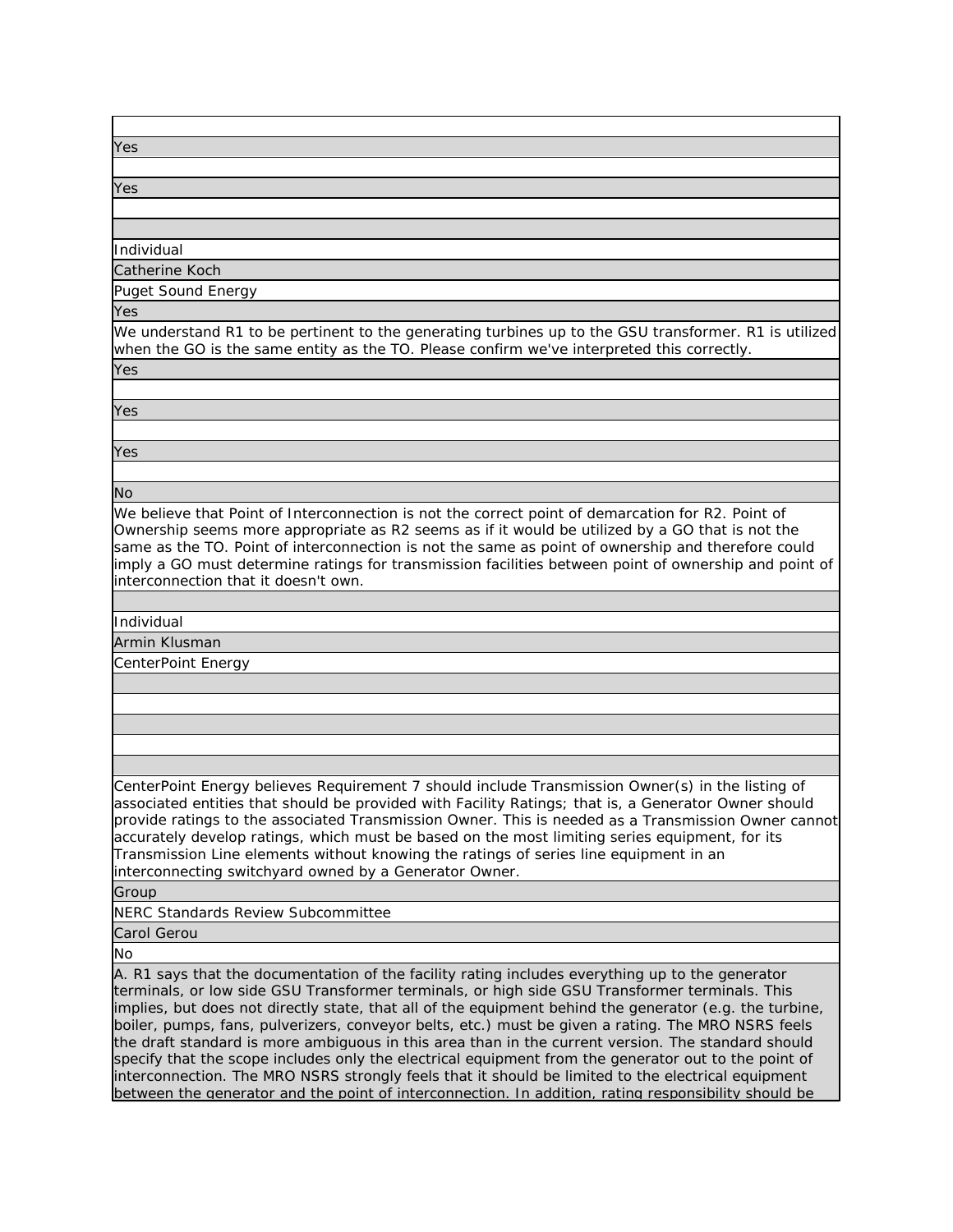| |
|---|
| Yes |
| |
| Yes |
| |
| |
| Individual |
| Catherine Koch |
| Puget Sound Energy |
| Yes |
| We understand R1 to be pertinent to the generating turbines up to the GSU transformer. R1 is utilized when the GO is the same entity as the TO. Please confirm we've interpreted this correctly. |
| Yes |
| |
| Yes |
| |
| Yes |
| |
| No |
| We believe that Point of Interconnection is not the correct point of demarcation for R2. Point of Ownership seems more appropriate as R2 seems as if it would be utilized by a GO that is not the same as the TO. Point of interconnection is not the same as point of ownership and therefore could imply a GO must determine ratings for transmission facilities between point of ownership and point of interconnection that it doesn't own. |
| |
| Individual |
| Armin Klusman |
| CenterPoint Energy |
| |
| |
| |
| |
| |
| CenterPoint Energy believes Requirement 7 should include Transmission Owner(s) in the listing of associated entities that should be provided with Facility Ratings; that is, a Generator Owner should provide ratings to the associated Transmission Owner. This is needed as a Transmission Owner cannot accurately develop ratings, which must be based on the most limiting series equipment, for its Transmission Line elements without knowing the ratings of series line equipment in an interconnecting switchyard owned by a Generator Owner. |
| Group |
| NERC Standards Review Subcommittee |
| Carol Gerou |
| No |
| A. R1 says that the documentation of the facility rating includes everything up to the generator terminals, or low side GSU Transformer terminals, or high side GSU Transformer terminals. This implies, but does not directly state, that all of the equipment behind the generator (e.g. the turbine, boiler, pumps, fans, pulverizers, conveyor belts, etc.) must be given a rating. The MRO NSRS feels the draft standard is more ambiguous in this area than in the current version. The standard should specify that the scope includes only the electrical equipment from the generator out to the point of interconnection. The MRO NSRS strongly feels that it should be limited to the electrical equipment between the generator and the point of interconnection. In addition, rating responsibility should be |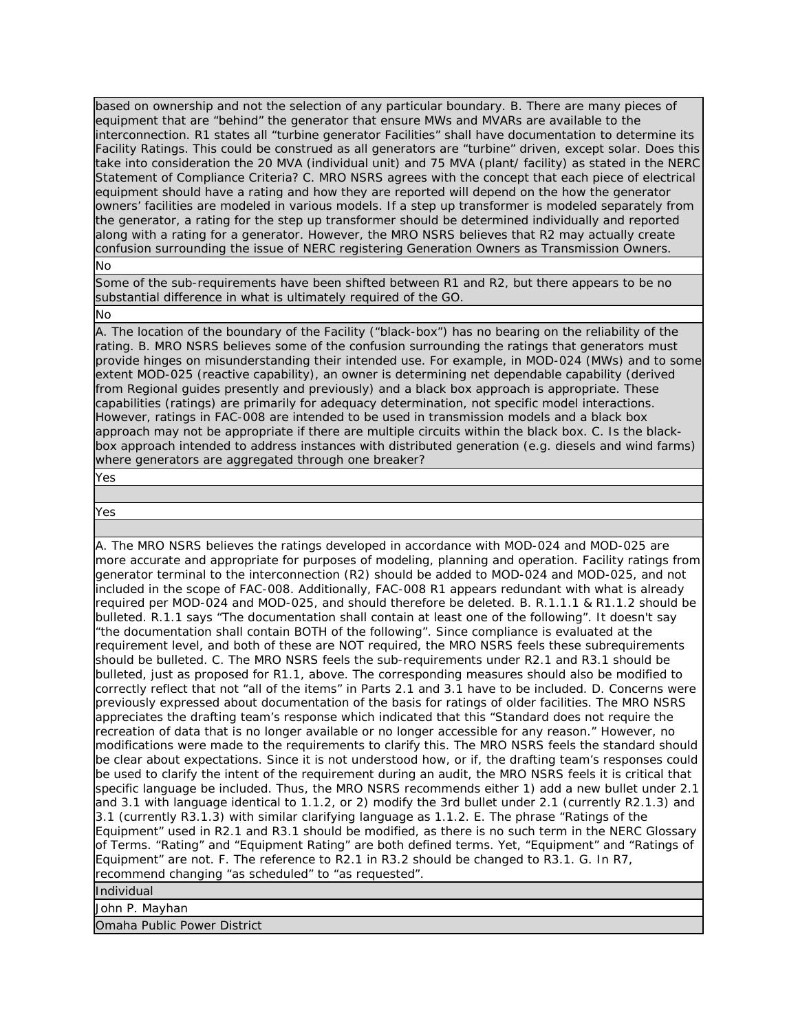| |
|---|
| based on ownership and not the selection of any particular boundary. B. There are many pieces of equipment that are "behind" the generator that ensure MWs and MVARs are available to the interconnection. R1 states all "turbine generator Facilities" shall have documentation to determine its Facility Ratings. This could be construed as all generators are "turbine" driven, except solar. Does this take into consideration the 20 MVA (individual unit) and 75 MVA (plant/ facility) as stated in the NERC Statement of Compliance Criteria? C. MRO NSRS agrees with the concept that each piece of electrical equipment should have a rating and how they are reported will depend on the how the generator owners' facilities are modeled in various models. If a step up transformer is modeled separately from the generator, a rating for the step up transformer should be determined individually and reported along with a rating for a generator. However, the MRO NSRS believes that R2 may actually create confusion surrounding the issue of NERC registering Generation Owners as Transmission Owners. |
| No |
| Some of the sub-requirements have been shifted between R1 and R2, but there appears to be no substantial difference in what is ultimately required of the GO. |
| No |
| A. The location of the boundary of the Facility ("black-box") has no bearing on the reliability of the rating. B. MRO NSRS believes some of the confusion surrounding the ratings that generators must provide hinges on misunderstanding their intended use. For example, in MOD-024 (MWs) and to some extent MOD-025 (reactive capability), an owner is determining net dependable capability (derived from Regional guides presently and previously) and a black box approach is appropriate. These capabilities (ratings) are primarily for adequacy determination, not specific model interactions. However, ratings in FAC-008 are intended to be used in transmission models and a black box approach may not be appropriate if there are multiple distributed circuits within the black box. C. Is the black-box approach intended to address instances with distributed generation (e.g. diesels and wind farms) where generators are aggregated through one breaker? |
| Yes |
| |
| Yes |
| |
| A. The MRO NSRS believes the ratings developed in accordance with MOD-024 and MOD-025 are more accurate and appropriate for purposes of modeling, planning and operation. Facility ratings from generator terminal to the interconnection (R2) should be added to MOD-024 and MOD-025, and not included in the scope of FAC-008. Additionally, FAC-008 R1 appears redundant with what is already required per MOD-024 and MOD-025, and should therefore be deleted. B. R.1.1.1 & R1.1.2 should be bulleted. R.1.1 says "The documentation shall contain at least one of the following". It doesn't say "the documentation shall contain BOTH of the following". Since compliance is evaluated at the requirement level, and both of these are NOT required, the MRO NSRS feels these subrequirements should be bulleted. C. The MRO NSRS feels the sub-requirements under R2.1 and R3.1 should be bulleted, just as proposed for R1.1, above. The corresponding measures should also be modified to correctly reflect that not "all of the items" in Parts 2.1 and 3.1 have to be included. D. Concerns were previously expressed about documentation of the basis for ratings of older facilities. The MRO NSRS appreciates the drafting team's response which indicated that this "Standard does not require the recreation of data that is no longer available or no longer accessible for any reason." However, no modifications were made to the requirements to clarify this. The MRO NSRS feels the standard should be clear about expectations. Since it is not understood how, or if, the drafting team's responses could be used to clarify the intent of the requirement during an audit, the MRO NSRS feels it is critical that specific language be included. Thus, the MRO NSRS recommends either 1) add a new bullet under 2.1 and 3.1 with language identical to 1.1.2, or 2) modify the 3rd bullet under 2.1 (currently R2.1.3) and 3.1 (currently R3.1.3) with similar clarifying language as 1.1.2. E. The phrase "Ratings of the Equipment" used in R2.1 and R3.1 should be modified, as there is no such term in the NERC Glossary of Terms. "Rating" and "Equipment Rating" are both defined terms. Yet, "Equipment" and "Ratings of Equipment" are not. F. The reference to R2.1 in R3.2 should be changed to R3.1. G. In R7, recommend changing "as scheduled" to "as requested". |
| Individual |
| John P. Mayhan |
| Omaha Public Power District |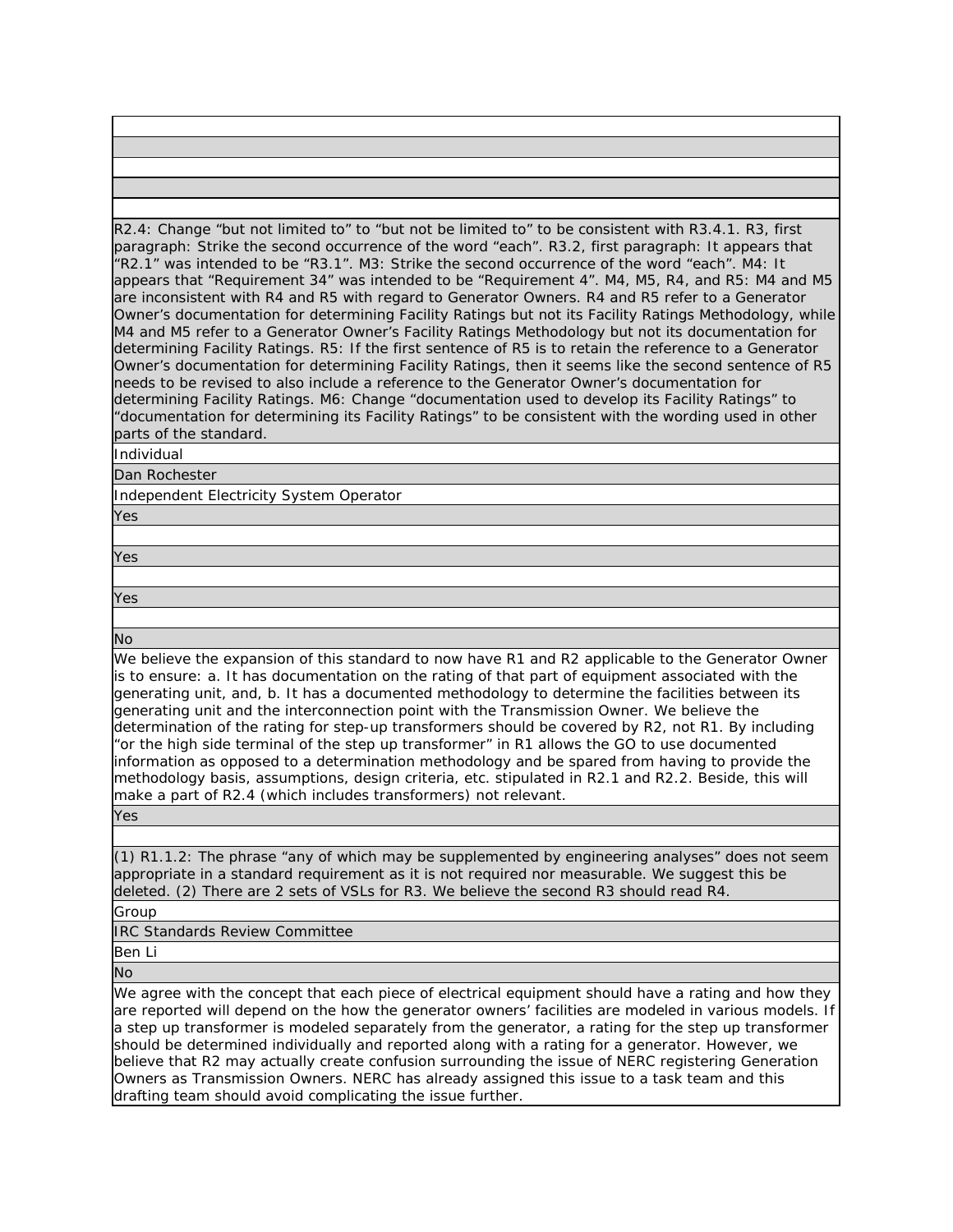R2.4: Change “but not limited to” to “but not be limited to” to be consistent with R3.4.1. R3, first paragraph: Strike the second occurrence of the word “each”. R3.2, first paragraph: It appears that “R2.1” was intended to be “R3.1”. M3: Strike the second occurrence of the word “each”. M4: It appears that “Requirement 34” was intended to be “Requirement 4”. M4, M5, R4, and R5: M4 and M5 are inconsistent with R4 and R5 with regard to Generator Owners. R4 and R5 refer to a Generator Owner’s documentation for determining Facility Ratings but not its Facility Ratings Methodology, while M4 and M5 refer to a Generator Owner’s Facility Ratings Methodology but not its documentation for determining Facility Ratings. R5: If the first sentence of R5 is to retain the reference to a Generator Owner’s documentation for determining Facility Ratings, then it seems like the second sentence of R5 needs to be revised to also include a reference to the Generator Owner’s documentation for determining Facility Ratings. M6: Change “documentation used to develop its Facility Ratings” to “documentation for determining its Facility Ratings” to be consistent with the wording used in other parts of the standard.

Individual

Dan Rochester

Independent Electricity System Operator

Yes

Yes

Yes

No

We believe the expansion of this standard to now have R1 and R2 applicable to the Generator Owner is to ensure: a. It has documentation on the rating of that part of equipment associated with the generating unit, and, b. It has a documented methodology to determine the facilities between its generating unit and the interconnection point with the Transmission Owner. We believe the determination of the rating for step-up transformers should be covered by R2, not R1. By including “or the high side terminal of the step up transformer” in R1 allows the GO to use documented information as opposed to a determination methodology and be spared from having to provide the methodology basis, assumptions, design criteria, etc. stipulated in R2.1 and R2.2. Beside, this will make a part of R2.4 (which includes transformers) not relevant.

Yes

(1) R1.1.2: The phrase “any of which may be supplemented by engineering analyses” does not seem appropriate in a standard requirement as it is not required nor measurable. We suggest this be deleted. (2) There are 2 sets of VSLs for R3. We believe the second R3 should read R4.

Group

IRC Standards Review Committee

Ben Li

No

We agree with the concept that each piece of electrical equipment should have a rating and how they are reported will depend on the how the generator owners’ facilities are modeled in various models. If a step up transformer is modeled separately from the generator, a rating for the step up transformer should be determined individually and reported along with a rating for a generator. However, we believe that R2 may actually create confusion surrounding the issue of NERC registering Generation Owners as Transmission Owners. NERC has already assigned this issue to a task team and this drafting team should avoid complicating the issue further.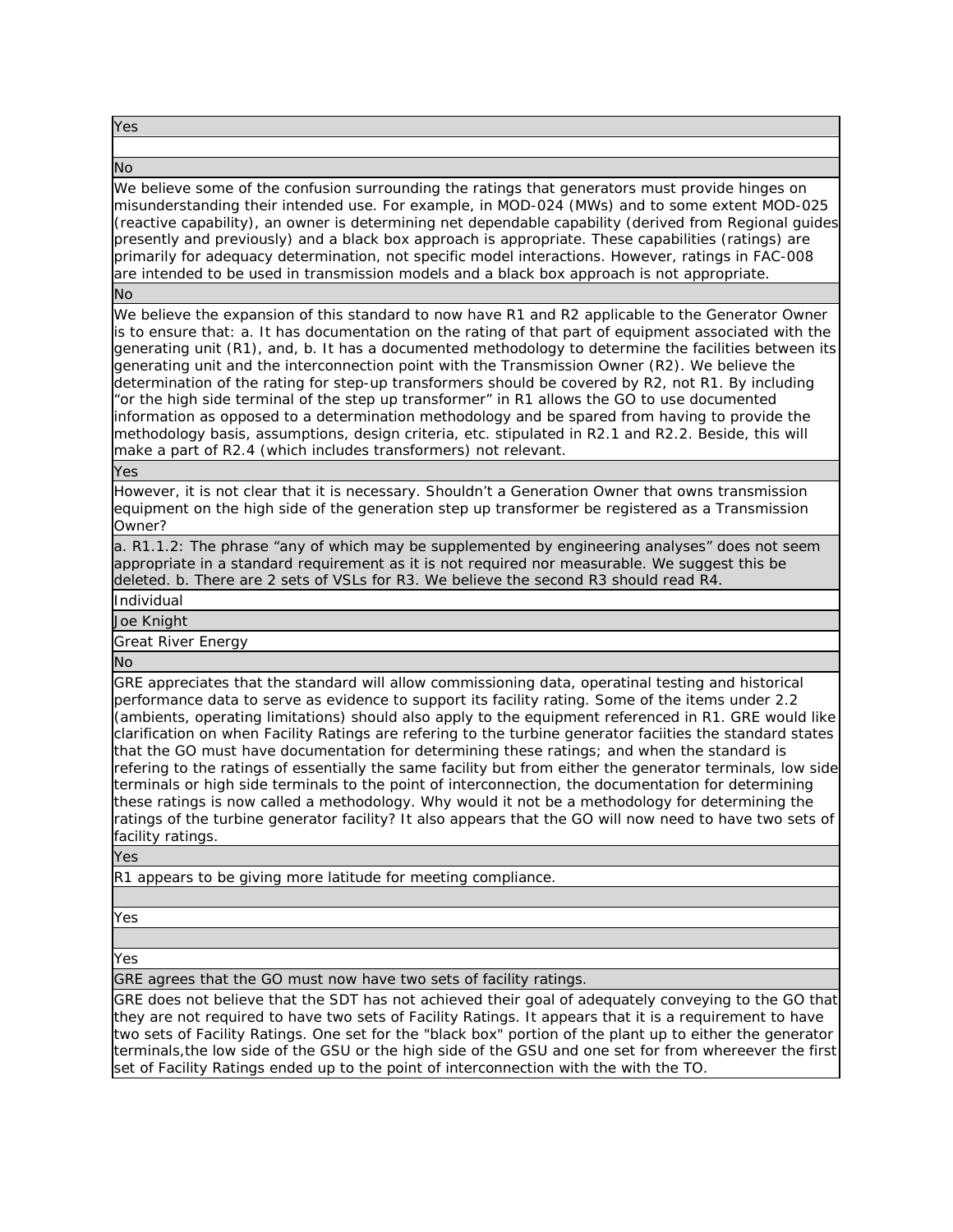| |
|---|
| Yes |
| |
| No |
| We believe some of the confusion surrounding the ratings that generators must provide hinges on misunderstanding their intended use. For example, in MOD-024 (MWs) and to some extent MOD-025 (reactive capability), an owner is determining net dependable capability (derived from Regional guides presently and previously) and a black box approach is appropriate. These capabilities (ratings) are primarily for adequacy determination, not specific model interactions. However, ratings in FAC-008 are intended to be used in transmission models and a black box approach is not appropriate. |
| No |
| We believe the expansion of this standard to now have R1 and R2 applicable to the Generator Owner is to ensure that: a. It has documentation on the rating of that part of equipment associated with the generating unit (R1), and, b. It has a documented methodology to determine the facilities between its generating unit and the interconnection point with the Transmission Owner (R2). We believe the determination of the rating for step-up transformers should be covered by R2, not R1. By including "or the high side terminal of the step up transformer" in R1 allows the GO to use documented information as opposed to a determination methodology and be spared from having to provide the methodology basis, assumptions, design criteria, etc. stipulated in R2.1 and R2.2. Beside, this will make a part of R2.4 (which includes transformers) not relevant. |
| Yes |
| However, it is not clear that it is necessary. Shouldn't a Generation Owner that owns transmission equipment on the high side of the generation step up transformer be registered as a Transmission Owner? |
| a. R1.1.2: The phrase "any of which may be supplemented by engineering analyses" does not seem appropriate in a standard requirement as it is not required nor measurable. We suggest this be deleted. b. There are 2 sets of VSLs for R3. We believe the second R3 should read R4. |
| Individual |
| Joe Knight |
| Great River Energy |
| No |
| GRE appreciates that the standard will allow commissioning data, operatinal testing and historical performance data to serve as evidence to support its facility rating. Some of the items under 2.2 (ambients, operating limitations) should also apply to the equipment referenced in R1. GRE would like clarification on when Facility Ratings are refering to the turbine generator faciities the standard states that the GO must have documentation for determining these ratings; and when the standard is refering to the ratings of essentially the same facility but from either the generator terminals, low side terminals or high side terminals to the point of interconnection, the documentation for determining these ratings is now called a methodology. Why would it not be a methodology for determining the ratings of the turbine generator facility? It also appears that the GO will now need to have two sets of facility ratings. |
| Yes |
| R1 appears to be giving more latitude for meeting compliance. |
| |
| Yes |
| |
| Yes |
| GRE agrees that the GO must now have two sets of facility ratings. |
| GRE does not believe that the SDT has not achieved their goal of adequately conveying to the GO that they are not required to have two sets of Facility Ratings. It appears that it is a requirement to have two sets of Facility Ratings. One set for the "black box" portion of the plant up to either the generator terminals,the low side of the GSU or the high side of the GSU and one set for from whereever the first set of Facility Ratings ended up to the point of interconnection with the with the TO. |